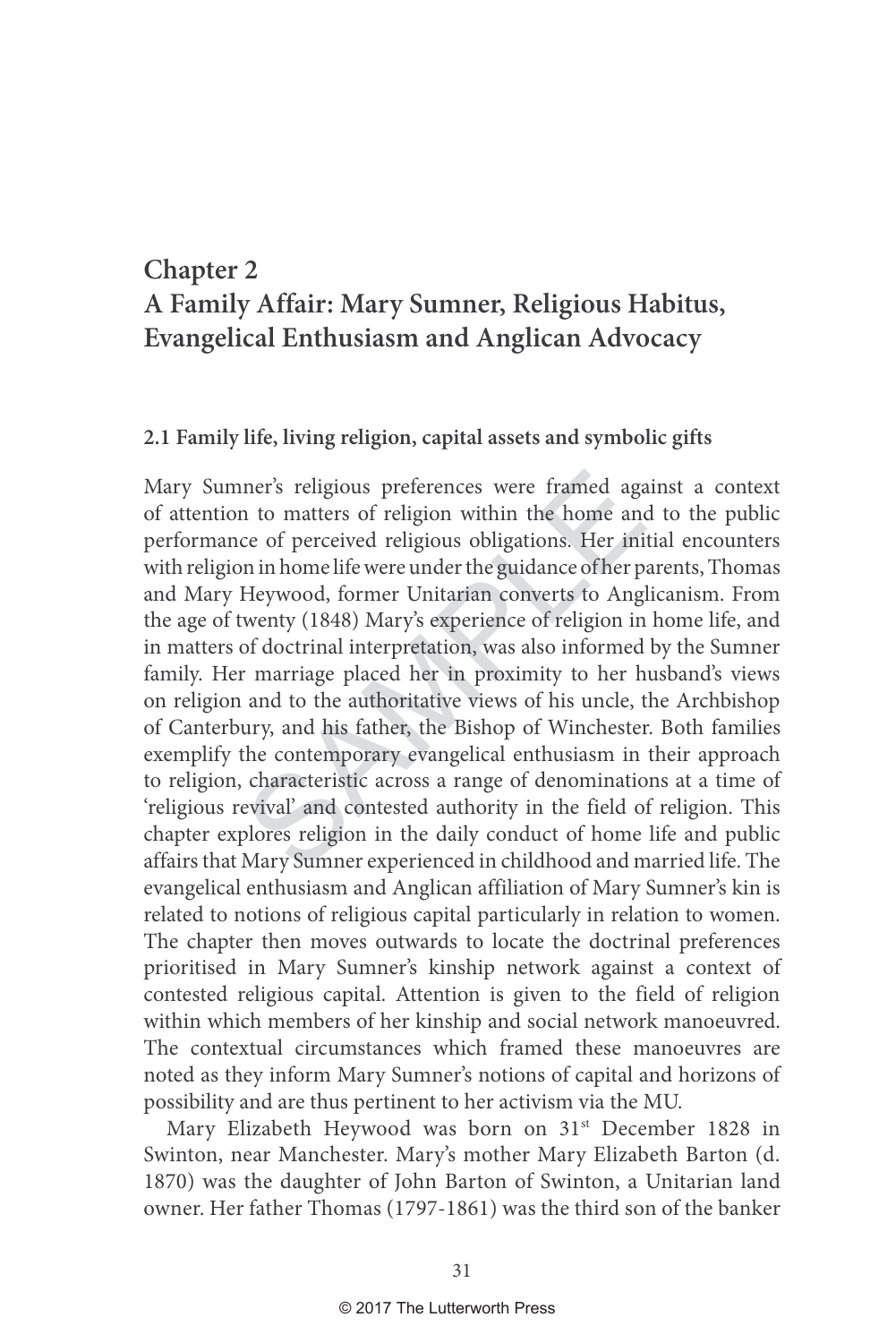# Chapter 2
# A Family Affair: Mary Sumner, Religious Habitus, Evangelical Enthusiasm and Anglican Advocacy

## 2.1 Family life, living religion, capital assets and symbolic gifts

Mary Sumner's religious preferences were framed against a context of attention to matters of religion within the home and to the public performance of perceived religious obligations. Her initial encounters with religion in home life were under the guidance of her parents, Thomas and Mary Heywood, former Unitarian converts to Anglicanism. From the age of twenty (1848) Mary's experience of religion in home life, and in matters of doctrinal interpretation, was also informed by the Sumner family. Her marriage placed her in proximity to her husband's views on religion and to the authoritative views of his uncle, the Archbishop of Canterbury, and his father, the Bishop of Winchester. Both families exemplify the contemporary evangelical enthusiasm in their approach to religion, characteristic across a range of denominations at a time of 'religious revival' and contested authority in the field of religion. This chapter explores religion in the daily conduct of home life and public affairs that Mary Sumner experienced in childhood and married life. The evangelical enthusiasm and Anglican affiliation of Mary Sumner's kin is related to notions of religious capital particularly in relation to women. The chapter then moves outwards to locate the doctrinal preferences prioritised in Mary Sumner's kinship network against a context of contested religious capital. Attention is given to the field of religion within which members of her kinship and social network manoeuvred. The contextual circumstances which framed these manoeuvres are noted as they inform Mary Sumner's notions of capital and horizons of possibility and are thus pertinent to her activism via the MU.

Mary Elizabeth Heywood was born on 31st December 1828 in Swinton, near Manchester. Mary's mother Mary Elizabeth Barton (d. 1870) was the daughter of John Barton of Swinton, a Unitarian land owner. Her father Thomas (1797-1861) was the third son of the banker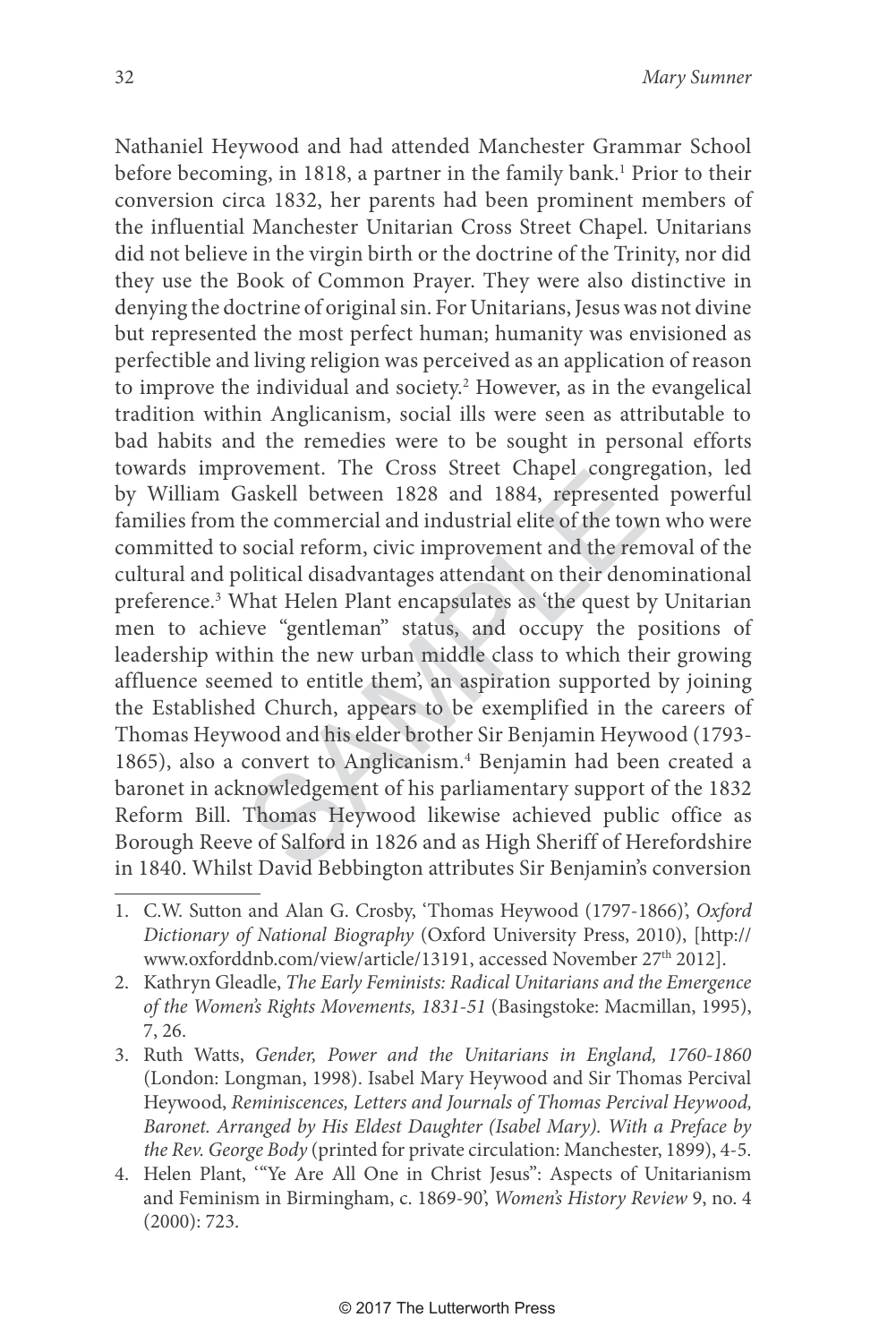Nathaniel Heywood and had attended Manchester Grammar School before becoming, in 1818, a partner in the family bank.[1] Prior to their conversion circa 1832, her parents had been prominent members of the influential Manchester Unitarian Cross Street Chapel. Unitarians did not believe in the virgin birth or the doctrine of the Trinity, nor did they use the Book of Common Prayer. They were also distinctive in denying the doctrine of original sin. For Unitarians, Jesus was not divine but represented the most perfect human; humanity was envisioned as perfectible and living religion was perceived as an application of reason to improve the individual and society.[2] However, as in the evangelical tradition within Anglicanism, social ills were seen as attributable to bad habits and the remedies were to be sought in personal efforts towards improvement. The Cross Street Chapel congregation, led by William Gaskell between 1828 and 1884, represented powerful families from the commercial and industrial elite of the town who were committed to social reform, civic improvement and the removal of the cultural and political disadvantages attendant on their denominational preference.[3] What Helen Plant encapsulates as 'the quest by Unitarian men to achieve "gentleman" status, and occupy the positions of leadership within the new urban middle class to which their growing affluence seemed to entitle them', an aspiration supported by joining the Established Church, appears to be exemplified in the careers of Thomas Heywood and his elder brother Sir Benjamin Heywood (1793-1865), also a convert to Anglicanism.[4] Benjamin had been created a baronet in acknowledgement of his parliamentary support of the 1832 Reform Bill. Thomas Heywood likewise achieved public office as Borough Reeve of Salford in 1826 and as High Sheriff of Herefordshire in 1840. Whilst David Bebbington attributes Sir Benjamin's conversion

---

1. C.W. Sutton and Alan G. Crosby, 'Thomas Heywood (1797-1866)', *Oxford Dictionary of National Biography* (Oxford University Press, 2010), [http://www.oxforddnb.com/view/article/13191, accessed November 27th 2012].
2. Kathryn Gleadle, *The Early Feminists: Radical Unitarians and the Emergence of the Women's Rights Movements, 1831-51* (Basingstoke: Macmillan, 1995), 7, 26.
3. Ruth Watts, *Gender, Power and the Unitarians in England, 1760-1860* (London: Longman, 1998). Isabel Mary Heywood and Sir Thomas Percival Heywood, *Reminiscences, Letters and Journals of Thomas Percival Heywood, Baronet. Arranged by His Eldest Daughter (Isabel Mary). With a Preface by the Rev. George Body* (printed for private circulation: Manchester, 1899), 4-5.
4. Helen Plant, '"Ye Are All One in Christ Jesus": Aspects of Unitarianism and Feminism in Birmingham, c. 1869-90', *Women's History Review* 9, no. 4 (2000): 723.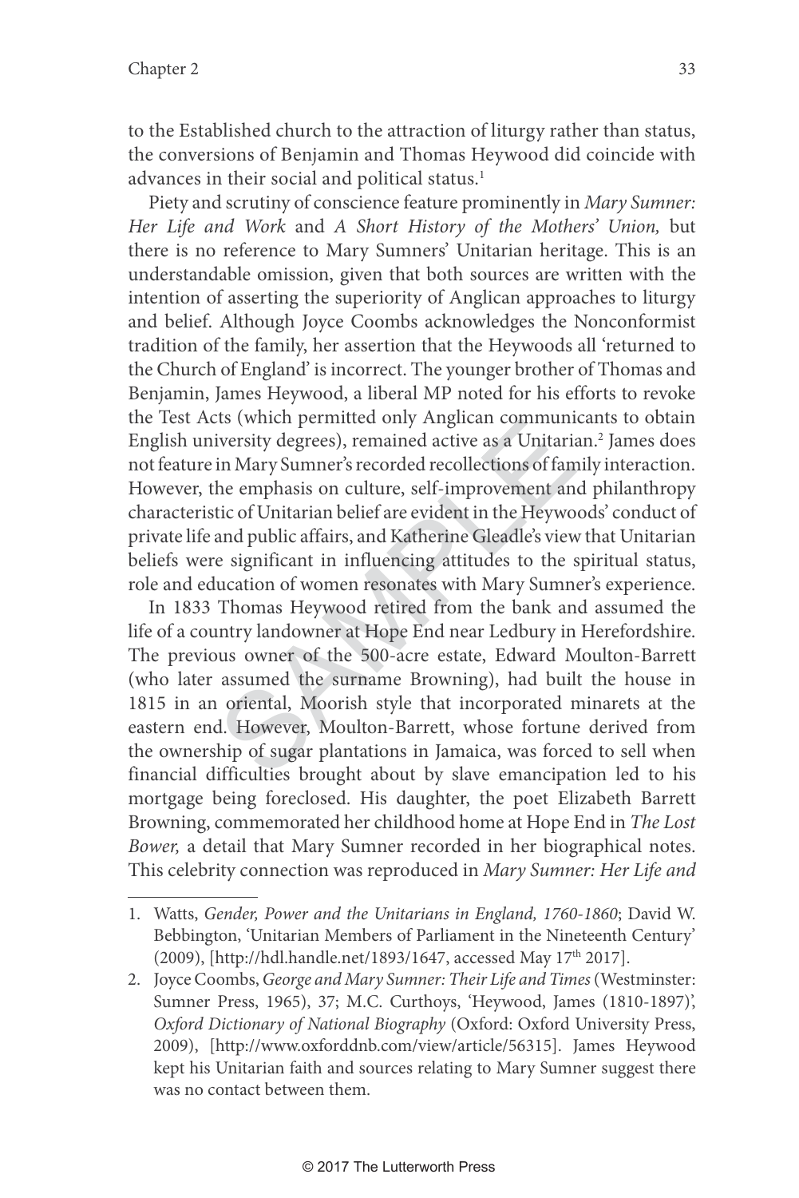to the Established church to the attraction of liturgy rather than status, the conversions of Benjamin and Thomas Heywood did coincide with advances in their social and political status.[1]

Piety and scrutiny of conscience feature prominently in *Mary Sumner: Her Life and Work* and *A Short History of the Mothers' Union,* but there is no reference to Mary Sumners' Unitarian heritage. This is an understandable omission, given that both sources are written with the intention of asserting the superiority of Anglican approaches to liturgy and belief. Although Joyce Coombs acknowledges the Nonconformist tradition of the family, her assertion that the Heywoods all 'returned to the Church of England' is incorrect. The younger brother of Thomas and Benjamin, James Heywood, a liberal MP noted for his efforts to revoke the Test Acts (which permitted only Anglican communicants to obtain English university degrees), remained active as a Unitarian.[2] James does not feature in Mary Sumner's recorded recollections of family interaction. However, the emphasis on culture, self-improvement and philanthropy characteristic of Unitarian belief are evident in the Heywoods' conduct of private life and public affairs, and Katherine Gleadle's view that Unitarian beliefs were significant in influencing attitudes to the spiritual status, role and education of women resonates with Mary Sumner's experience.

In 1833 Thomas Heywood retired from the bank and assumed the life of a country landowner at Hope End near Ledbury in Herefordshire. The previous owner of the 500-acre estate, Edward Moulton-Barrett (who later assumed the surname Browning), had built the house in 1815 in an oriental, Moorish style that incorporated minarets at the eastern end. However, Moulton-Barrett, whose fortune derived from the ownership of sugar plantations in Jamaica, was forced to sell when financial difficulties brought about by slave emancipation led to his mortgage being foreclosed. His daughter, the poet Elizabeth Barrett Browning, commemorated her childhood home at Hope End in *The Lost Bower,* a detail that Mary Sumner recorded in her biographical notes. This celebrity connection was reproduced in *Mary Sumner: Her Life and*

1. Watts, *Gender, Power and the Unitarians in England, 1760-1860*; David W. Bebbington, 'Unitarian Members of Parliament in the Nineteenth Century' (2009), [http://hdl.handle.net/1893/1647, accessed May 17th 2017].
2. Joyce Coombs, *George and Mary Sumner: Their Life and Times* (Westminster: Sumner Press, 1965), 37; M.C. Curthoys, 'Heywood, James (1810-1897)', *Oxford Dictionary of National Biography* (Oxford: Oxford University Press, 2009), [http://www.oxforddnb.com/view/article/56315]. James Heywood kept his Unitarian faith and sources relating to Mary Sumner suggest there was no contact between them.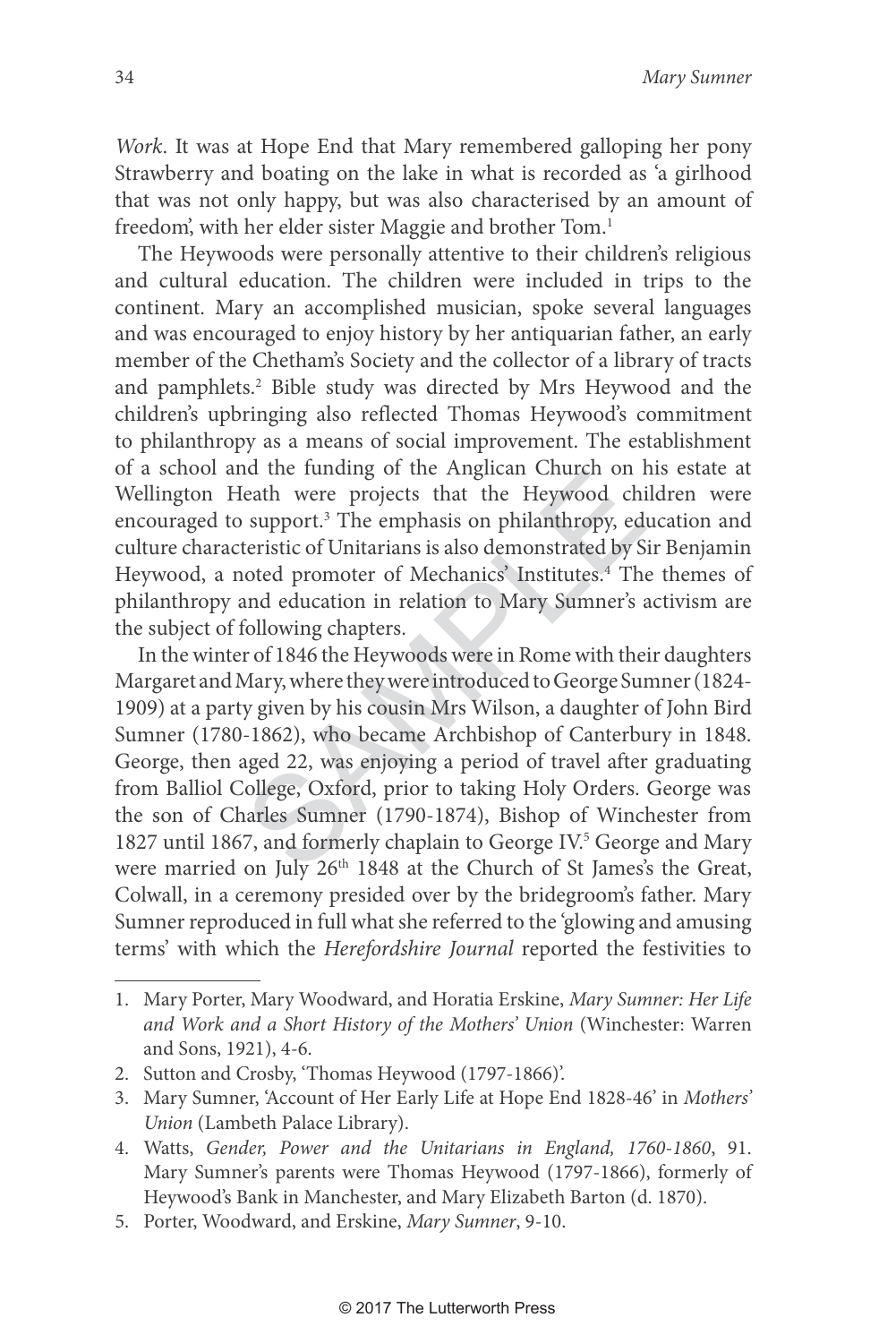*Work*. It was at Hope End that Mary remembered galloping her pony Strawberry and boating on the lake in what is recorded as 'a girlhood that was not only happy, but was also characterised by an amount of freedom', with her elder sister Maggie and brother Tom.[1]

The Heywoods were personally attentive to their children's religious and cultural education. The children were included in trips to the continent. Mary an accomplished musician, spoke several languages and was encouraged to enjoy history by her antiquarian father, an early member of the Chetham's Society and the collector of a library of tracts and pamphlets.[2] Bible study was directed by Mrs Heywood and the children's upbringing also reflected Thomas Heywood's commitment to philanthropy as a means of social improvement. The establishment of a school and the funding of the Anglican Church on his estate at Wellington Heath were projects that the Heywood children were encouraged to support.[3] The emphasis on philanthropy, education and culture characteristic of Unitarians is also demonstrated by Sir Benjamin Heywood, a noted promoter of Mechanics' Institutes.[4] The themes of philanthropy and education in relation to Mary Sumner's activism are the subject of following chapters.

In the winter of 1846 the Heywoods were in Rome with their daughters Margaret and Mary, where they were introduced to George Sumner (1824-1909) at a party given by his cousin Mrs Wilson, a daughter of John Bird Sumner (1780-1862), who became Archbishop of Canterbury in 1848. George, then aged 22, was enjoying a period of travel after graduating from Balliol College, Oxford, prior to taking Holy Orders. George was the son of Charles Sumner (1790-1874), Bishop of Winchester from 1827 until 1867, and formerly chaplain to George IV.[5] George and Mary were married on July 26th 1848 at the Church of St James's the Great, Colwall, in a ceremony presided over by the bridegroom's father. Mary Sumner reproduced in full what she referred to the 'glowing and amusing terms' with which the *Herefordshire Journal* reported the festivities to

---

1. Mary Porter, Mary Woodward, and Horatia Erskine, *Mary Sumner: Her Life and Work and a Short History of the Mothers' Union* (Winchester: Warren and Sons, 1921), 4-6.
2. Sutton and Crosby, 'Thomas Heywood (1797-1866)'.
3. Mary Sumner, 'Account of Her Early Life at Hope End 1828-46' in *Mothers' Union* (Lambeth Palace Library).
4. Watts, *Gender, Power and the Unitarians in England, 1760-1860*, 91. Mary Sumner's parents were Thomas Heywood (1797-1866), formerly of Heywood's Bank in Manchester, and Mary Elizabeth Barton (d. 1870).
5. Porter, Woodward, and Erskine, *Mary Sumner*, 9-10.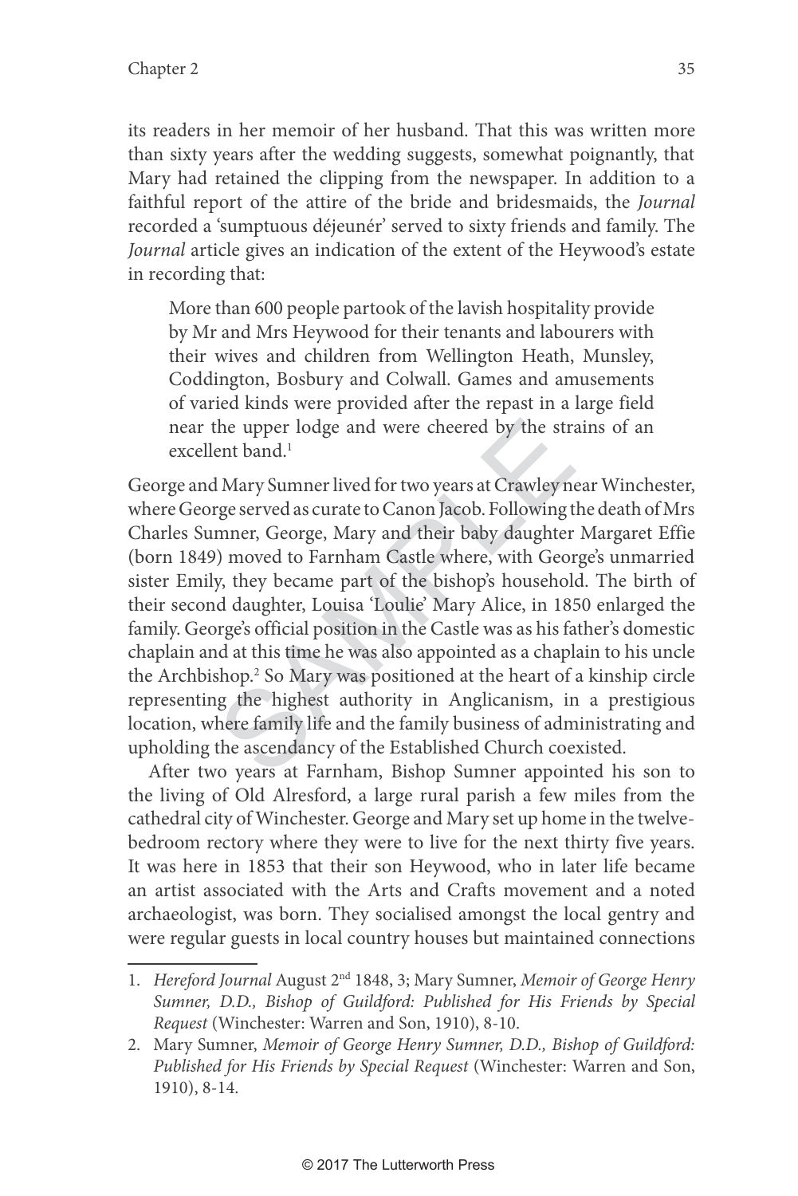its readers in her memoir of her husband. That this was written more than sixty years after the wedding suggests, somewhat poignantly, that Mary had retained the clipping from the newspaper. In addition to a faithful report of the attire of the bride and bridesmaids, the *Journal* recorded a 'sumptuous déjeunér' served to sixty friends and family. The *Journal* article gives an indication of the extent of the Heywood's estate in recording that:

> More than 600 people partook of the lavish hospitality provide by Mr and Mrs Heywood for their tenants and labourers with their wives and children from Wellington Heath, Munsley, Coddington, Bosbury and Colwall. Games and amusements of varied kinds were provided after the repast in a large field near the upper lodge and were cheered by the strains of an excellent band.[1]

George and Mary Sumner lived for two years at Crawley near Winchester, where George served as curate to Canon Jacob. Following the death of Mrs Charles Sumner, George, Mary and their baby daughter Margaret Effie (born 1849) moved to Farnham Castle where, with George's unmarried sister Emily, they became part of the bishop's household. The birth of their second daughter, Louisa 'Loulie' Mary Alice, in 1850 enlarged the family. George's official position in the Castle was as his father's domestic chaplain and at this time he was also appointed as a chaplain to his uncle the Archbishop.[2] So Mary was positioned at the heart of a kinship circle representing the highest authority in Anglicanism, in a prestigious location, where family life and the family business of administrating and upholding the ascendancy of the Established Church coexisted.

After two years at Farnham, Bishop Sumner appointed his son to the living of Old Alresford, a large rural parish a few miles from the cathedral city of Winchester. George and Mary set up home in the twelve-bedroom rectory where they were to live for the next thirty five years. It was here in 1853 that their son Heywood, who in later life became an artist associated with the Arts and Crafts movement and a noted archaeologist, was born. They socialised amongst the local gentry and were regular guests in local country houses but maintained connections

---

1. *Hereford Journal* August 2nd 1848, 3; Mary Sumner, *Memoir of George Henry Sumner, D.D., Bishop of Guildford: Published for His Friends by Special Request* (Winchester: Warren and Son, 1910), 8-10.
2. Mary Sumner, *Memoir of George Henry Sumner, D.D., Bishop of Guildford: Published for His Friends by Special Request* (Winchester: Warren and Son, 1910), 8-14.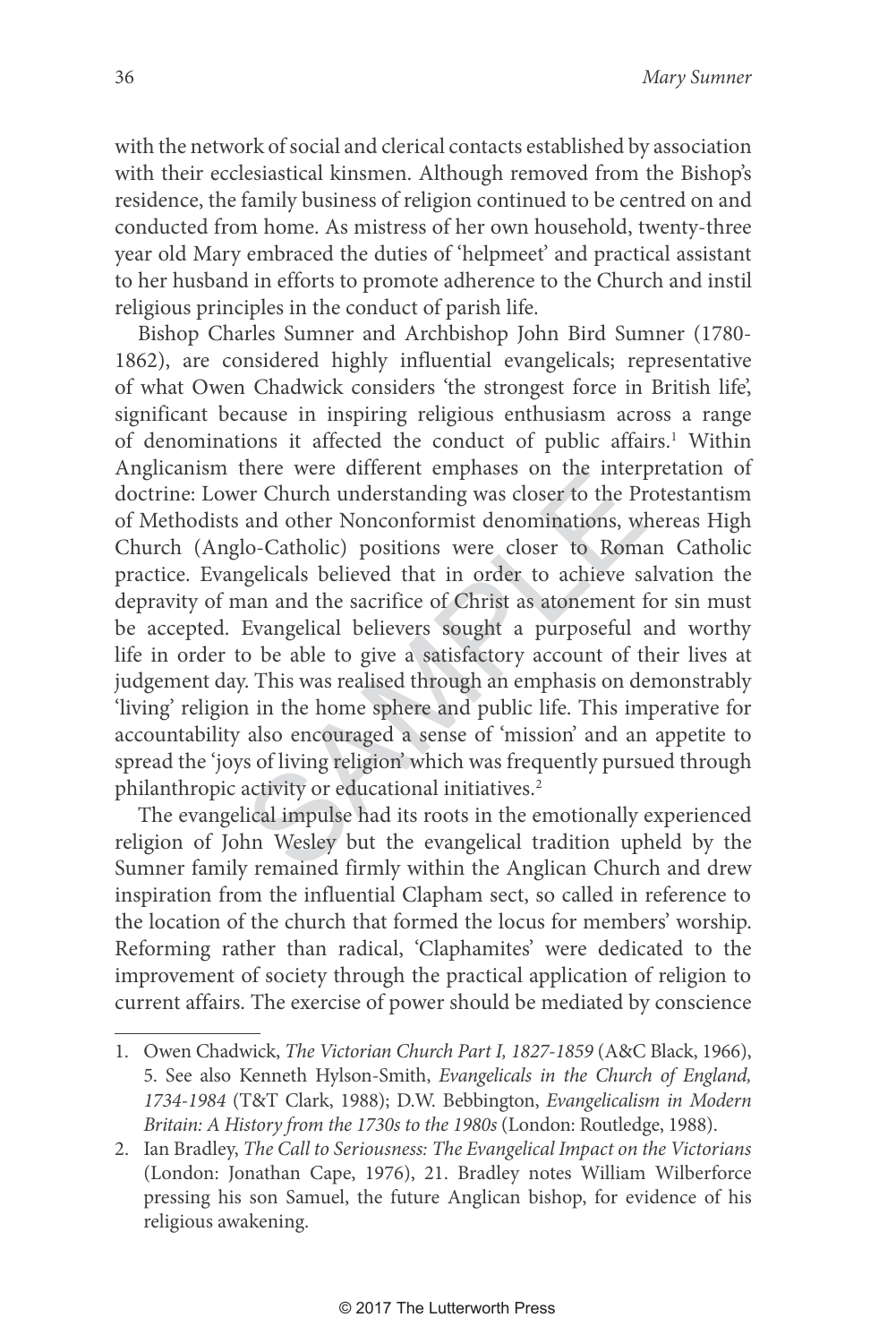with the network of social and clerical contacts established by association with their ecclesiastical kinsmen. Although removed from the Bishop's residence, the family business of religion continued to be centred on and conducted from home. As mistress of her own household, twenty-three year old Mary embraced the duties of 'helpmeet' and practical assistant to her husband in efforts to promote adherence to the Church and instil religious principles in the conduct of parish life.

Bishop Charles Sumner and Archbishop John Bird Sumner (1780-1862), are considered highly influential evangelicals; representative of what Owen Chadwick considers 'the strongest force in British life', significant because in inspiring religious enthusiasm across a range of denominations it affected the conduct of public affairs.[1] Within Anglicanism there were different emphases on the interpretation of doctrine: Lower Church understanding was closer to the Protestantism of Methodists and other Nonconformist denominations, whereas High Church (Anglo-Catholic) positions were closer to Roman Catholic practice. Evangelicals believed that in order to achieve salvation the depravity of man and the sacrifice of Christ as atonement for sin must be accepted. Evangelical believers sought a purposeful and worthy life in order to be able to give a satisfactory account of their lives at judgement day. This was realised through an emphasis on demonstrably 'living' religion in the home sphere and public life. This imperative for accountability also encouraged a sense of 'mission' and an appetite to spread the 'joys of living religion' which was frequently pursued through philanthropic activity or educational initiatives.[2]

The evangelical impulse had its roots in the emotionally experienced religion of John Wesley but the evangelical tradition upheld by the Sumner family remained firmly within the Anglican Church and drew inspiration from the influential Clapham sect, so called in reference to the location of the church that formed the locus for members' worship. Reforming rather than radical, 'Claphamites' were dedicated to the improvement of society through the practical application of religion to current affairs. The exercise of power should be mediated by conscience

---

1. Owen Chadwick, *The Victorian Church Part I, 1827-1859* (A&C Black, 1966), 5. See also Kenneth Hylson-Smith, *Evangelicals in the Church of England, 1734-1984* (T&T Clark, 1988); D.W. Bebbington, *Evangelicalism in Modern Britain: A History from the 1730s to the 1980s* (London: Routledge, 1988).
2. Ian Bradley, *The Call to Seriousness: The Evangelical Impact on the Victorians* (London: Jonathan Cape, 1976), 21. Bradley notes William Wilberforce pressing his son Samuel, the future Anglican bishop, for evidence of his religious awakening.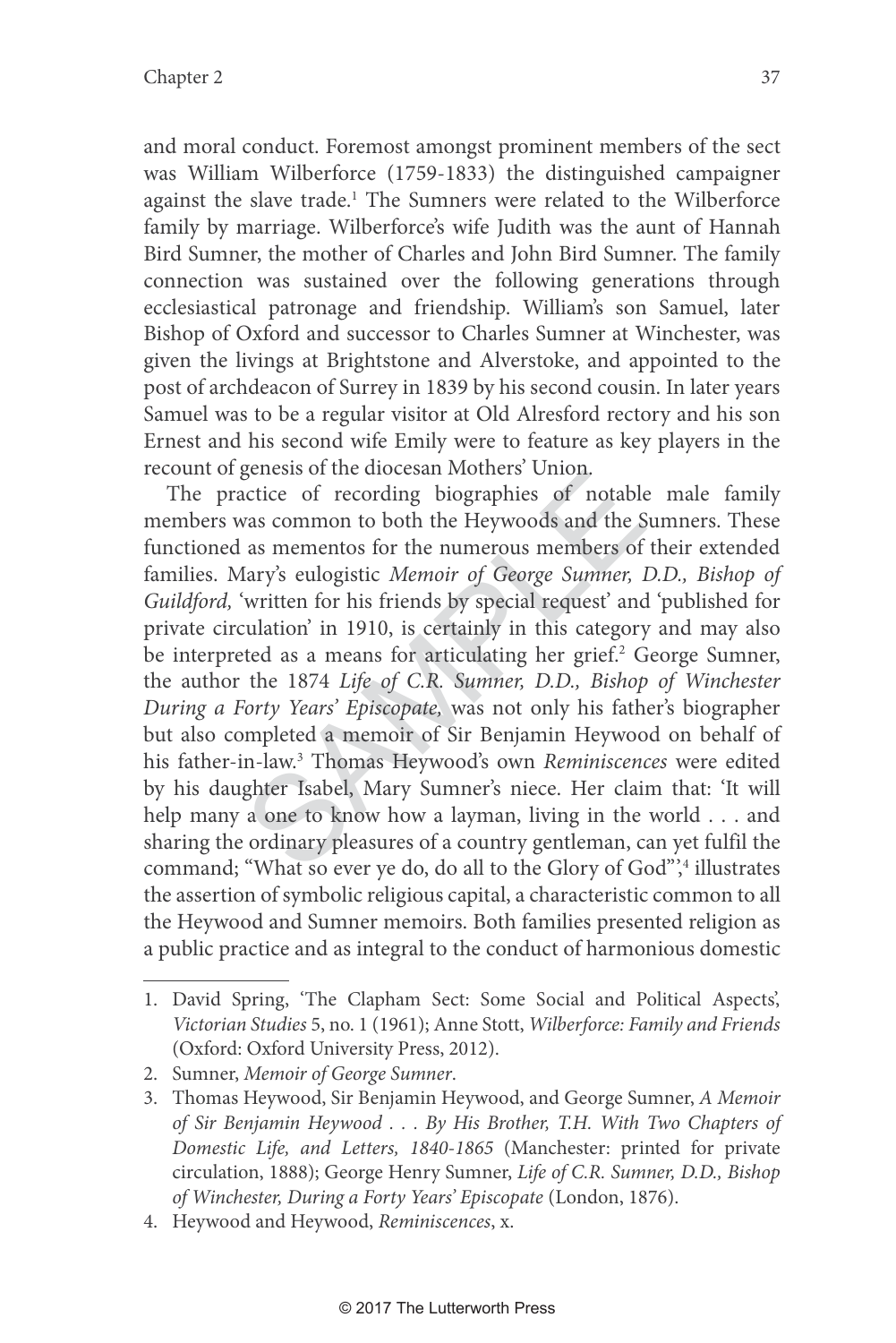and moral conduct. Foremost amongst prominent members of the sect was William Wilberforce (1759-1833) the distinguished campaigner against the slave trade.[1] The Sumners were related to the Wilberforce family by marriage. Wilberforce's wife Judith was the aunt of Hannah Bird Sumner, the mother of Charles and John Bird Sumner. The family connection was sustained over the following generations through ecclesiastical patronage and friendship. William's son Samuel, later Bishop of Oxford and successor to Charles Sumner at Winchester, was given the livings at Brightstone and Alverstoke, and appointed to the post of archdeacon of Surrey in 1839 by his second cousin. In later years Samuel was to be a regular visitor at Old Alresford rectory and his son Ernest and his second wife Emily were to feature as key players in the recount of genesis of the diocesan Mothers' Union.

The practice of recording biographies of notable male family members was common to both the Heywoods and the Sumners. These functioned as mementos for the numerous members of their extended families. Mary's eulogistic *Memoir of George Sumner, D.D., Bishop of Guildford,* 'written for his friends by special request' and 'published for private circulation' in 1910, is certainly in this category and may also be interpreted as a means for articulating her grief.[2] George Sumner, the author the 1874 *Life of C.R. Sumner, D.D., Bishop of Winchester During a Forty Years' Episcopate,* was not only his father's biographer but also completed a memoir of Sir Benjamin Heywood on behalf of his father-in-law.[3] Thomas Heywood's own *Reminiscences* were edited by his daughter Isabel, Mary Sumner's niece. Her claim that: 'It will help many a one to know how a layman, living in the world . . . and sharing the ordinary pleasures of a country gentleman, can yet fulfil the command; "What so ever ye do, do all to the Glory of God"',[4] illustrates the assertion of symbolic religious capital, a characteristic common to all the Heywood and Sumner memoirs. Both families presented religion as a public practice and as integral to the conduct of harmonious domestic

1. David Spring, 'The Clapham Sect: Some Social and Political Aspects', *Victorian Studies* 5, no. 1 (1961); Anne Stott, *Wilberforce: Family and Friends* (Oxford: Oxford University Press, 2012).
2. Sumner, *Memoir of George Sumner*.
3. Thomas Heywood, Sir Benjamin Heywood, and George Sumner, *A Memoir of Sir Benjamin Heywood . . . By His Brother, T.H. With Two Chapters of Domestic Life, and Letters, 1840-1865* (Manchester: printed for private circulation, 1888); George Henry Sumner, *Life of C.R. Sumner, D.D., Bishop of Winchester, During a Forty Years' Episcopate* (London, 1876).
4. Heywood and Heywood, *Reminiscences*, x.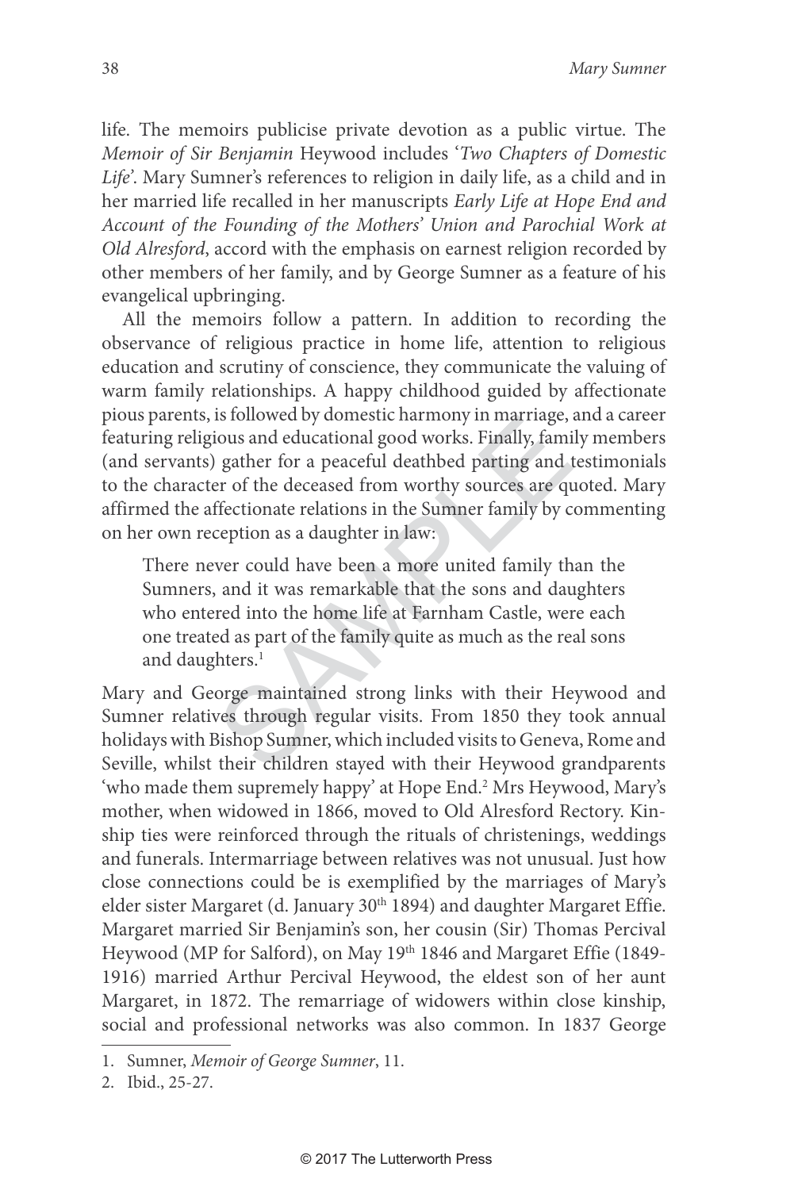life. The memoirs publicise private devotion as a public virtue. The *Memoir of Sir Benjamin* Heywood includes '*Two Chapters of Domestic Life*'. Mary Sumner's references to religion in daily life, as a child and in her married life recalled in her manuscripts *Early Life at Hope End and Account of the Founding of the Mothers' Union and Parochial Work at Old Alresford*, accord with the emphasis on earnest religion recorded by other members of her family, and by George Sumner as a feature of his evangelical upbringing.

All the memoirs follow a pattern. In addition to recording the observance of religious practice in home life, attention to religious education and scrutiny of conscience, they communicate the valuing of warm family relationships. A happy childhood guided by affectionate pious parents, is followed by domestic harmony in marriage, and a career featuring religious and educational good works. Finally, family members (and servants) gather for a peaceful deathbed parting and testimonials to the character of the deceased from worthy sources are quoted. Mary affirmed the affectionate relations in the Sumner family by commenting on her own reception as a daughter in law:

> There never could have been a more united family than the Sumners, and it was remarkable that the sons and daughters who entered into the home life at Farnham Castle, were each one treated as part of the family quite as much as the real sons and daughters.[1]

Mary and George maintained strong links with their Heywood and Sumner relatives through regular visits. From 1850 they took annual holidays with Bishop Sumner, which included visits to Geneva, Rome and Seville, whilst their children stayed with their Heywood grandparents 'who made them supremely happy' at Hope End.[2] Mrs Heywood, Mary's mother, when widowed in 1866, moved to Old Alresford Rectory. Kinship ties were reinforced through the rituals of christenings, weddings and funerals. Intermarriage between relatives was not unusual. Just how close connections could be is exemplified by the marriages of Mary's elder sister Margaret (d. January 30th 1894) and daughter Margaret Effie. Margaret married Sir Benjamin's son, her cousin (Sir) Thomas Percival Heywood (MP for Salford), on May 19th 1846 and Margaret Effie (1849-1916) married Arthur Percival Heywood, the eldest son of her aunt Margaret, in 1872. The remarriage of widowers within close kinship, social and professional networks was also common. In 1837 George

1. Sumner, *Memoir of George Sumner*, 11.
2. Ibid., 25-27.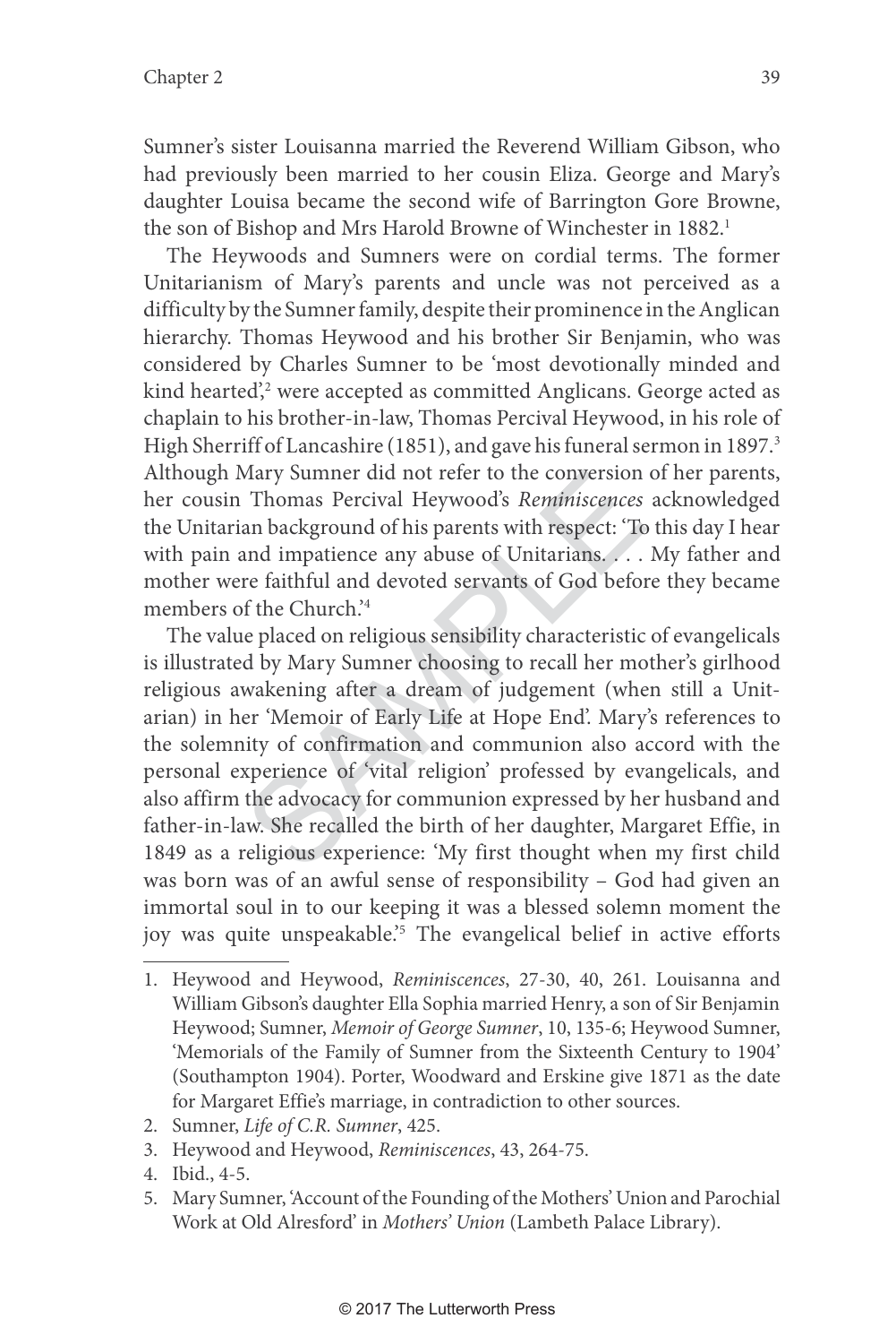Sumner's sister Louisanna married the Reverend William Gibson, who had previously been married to her cousin Eliza. George and Mary's daughter Louisa became the second wife of Barrington Gore Browne, the son of Bishop and Mrs Harold Browne of Winchester in 1882.[1]

The Heywoods and Sumners were on cordial terms. The former Unitarianism of Mary's parents and uncle was not perceived as a difficulty by the Sumner family, despite their prominence in the Anglican hierarchy. Thomas Heywood and his brother Sir Benjamin, who was considered by Charles Sumner to be 'most devotionally minded and kind hearted',[2] were accepted as committed Anglicans. George acted as chaplain to his brother-in-law, Thomas Percival Heywood, in his role of High Sherriff of Lancashire (1851), and gave his funeral sermon in 1897.[3] Although Mary Sumner did not refer to the conversion of her parents, her cousin Thomas Percival Heywood's *Reminiscences* acknowledged the Unitarian background of his parents with respect: 'To this day I hear with pain and impatience any abuse of Unitarians. . . . My father and mother were faithful and devoted servants of God before they became members of the Church.'[4]

The value placed on religious sensibility characteristic of evangelicals is illustrated by Mary Sumner choosing to recall her mother's girlhood religious awakening after a dream of judgement (when still a Unitarian) in her 'Memoir of Early Life at Hope End'. Mary's references to the solemnity of confirmation and communion also accord with the personal experience of 'vital religion' professed by evangelicals, and also affirm the advocacy for communion expressed by her husband and father-in-law. She recalled the birth of her daughter, Margaret Effie, in 1849 as a religious experience: 'My first thought when my first child was born was of an awful sense of responsibility – God had given an immortal soul in to our keeping it was a blessed solemn moment the joy was quite unspeakable.'[5] The evangelical belief in active efforts

---

1. Heywood and Heywood, *Reminiscences*, 27-30, 40, 261. Louisanna and William Gibson's daughter Ella Sophia married Henry, a son of Sir Benjamin Heywood; Sumner, *Memoir of George Sumner*, 10, 135-6; Heywood Sumner, 'Memorials of the Family of Sumner from the Sixteenth Century to 1904' (Southampton 1904). Porter, Woodward and Erskine give 1871 as the date for Margaret Effie's marriage, in contradiction to other sources.
2. Sumner, *Life of C.R. Sumner*, 425.
3. Heywood and Heywood, *Reminiscences*, 43, 264-75.
4. Ibid., 4-5.
5. Mary Sumner, 'Account of the Founding of the Mothers' Union and Parochial Work at Old Alresford' in *Mothers' Union* (Lambeth Palace Library).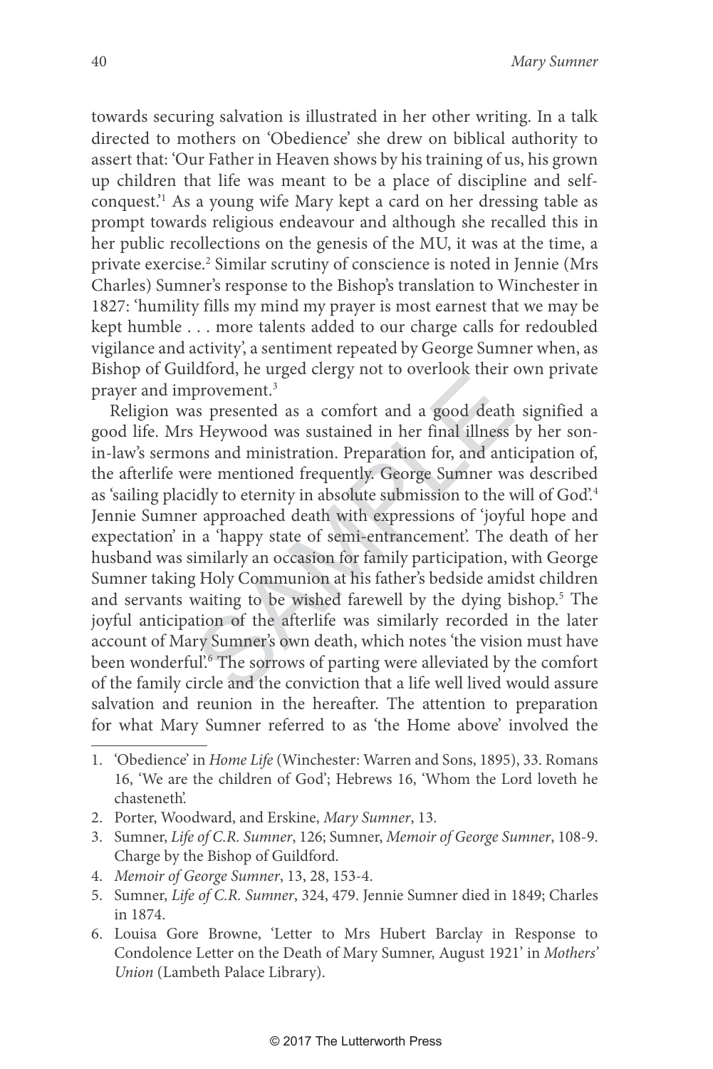towards securing salvation is illustrated in her other writing. In a talk directed to mothers on 'Obedience' she drew on biblical authority to assert that: 'Our Father in Heaven shows by his training of us, his grown up children that life was meant to be a place of discipline and self-conquest.'[1] As a young wife Mary kept a card on her dressing table as prompt towards religious endeavour and although she recalled this in her public recollections on the genesis of the MU, it was at the time, a private exercise.[2] Similar scrutiny of conscience is noted in Jennie (Mrs Charles) Sumner's response to the Bishop's translation to Winchester in 1827: 'humility fills my mind my prayer is most earnest that we may be kept humble . . . more talents added to our charge calls for redoubled vigilance and activity', a sentiment repeated by George Sumner when, as Bishop of Guildford, he urged clergy not to overlook their own private prayer and improvement.[3]

Religion was presented as a comfort and a good death signified a good life. Mrs Heywood was sustained in her final illness by her son-in-law's sermons and ministration. Preparation for, and anticipation of, the afterlife were mentioned frequently. George Sumner was described as 'sailing placidly to eternity in absolute submission to the will of God'.[4] Jennie Sumner approached death with expressions of 'joyful hope and expectation' in a 'happy state of semi-entrancement'. The death of her husband was similarly an occasion for family participation, with George Sumner taking Holy Communion at his father's bedside amidst children and servants waiting to be wished farewell by the dying bishop.[5] The joyful anticipation of the afterlife was similarly recorded in the later account of Mary Sumner's own death, which notes 'the vision must have been wonderful'.[6] The sorrows of parting were alleviated by the comfort of the family circle and the conviction that a life well lived would assure salvation and reunion in the hereafter. The attention to preparation for what Mary Sumner referred to as 'the Home above' involved the

---

1. 'Obedience' in *Home Life* (Winchester: Warren and Sons, 1895), 33. Romans 16, 'We are the children of God'; Hebrews 16, 'Whom the Lord loveth he chasteneth'.
2. Porter, Woodward, and Erskine, *Mary Sumner*, 13.
3. Sumner, *Life of C.R. Sumner*, 126; Sumner, *Memoir of George Sumner*, 108-9. Charge by the Bishop of Guildford.
4. *Memoir of George Sumner*, 13, 28, 153-4.
5. Sumner, *Life of C.R. Sumner*, 324, 479. Jennie Sumner died in 1849; Charles in 1874.
6. Louisa Gore Browne, 'Letter to Mrs Hubert Barclay in Response to Condolence Letter on the Death of Mary Sumner, August 1921' in *Mothers' Union* (Lambeth Palace Library).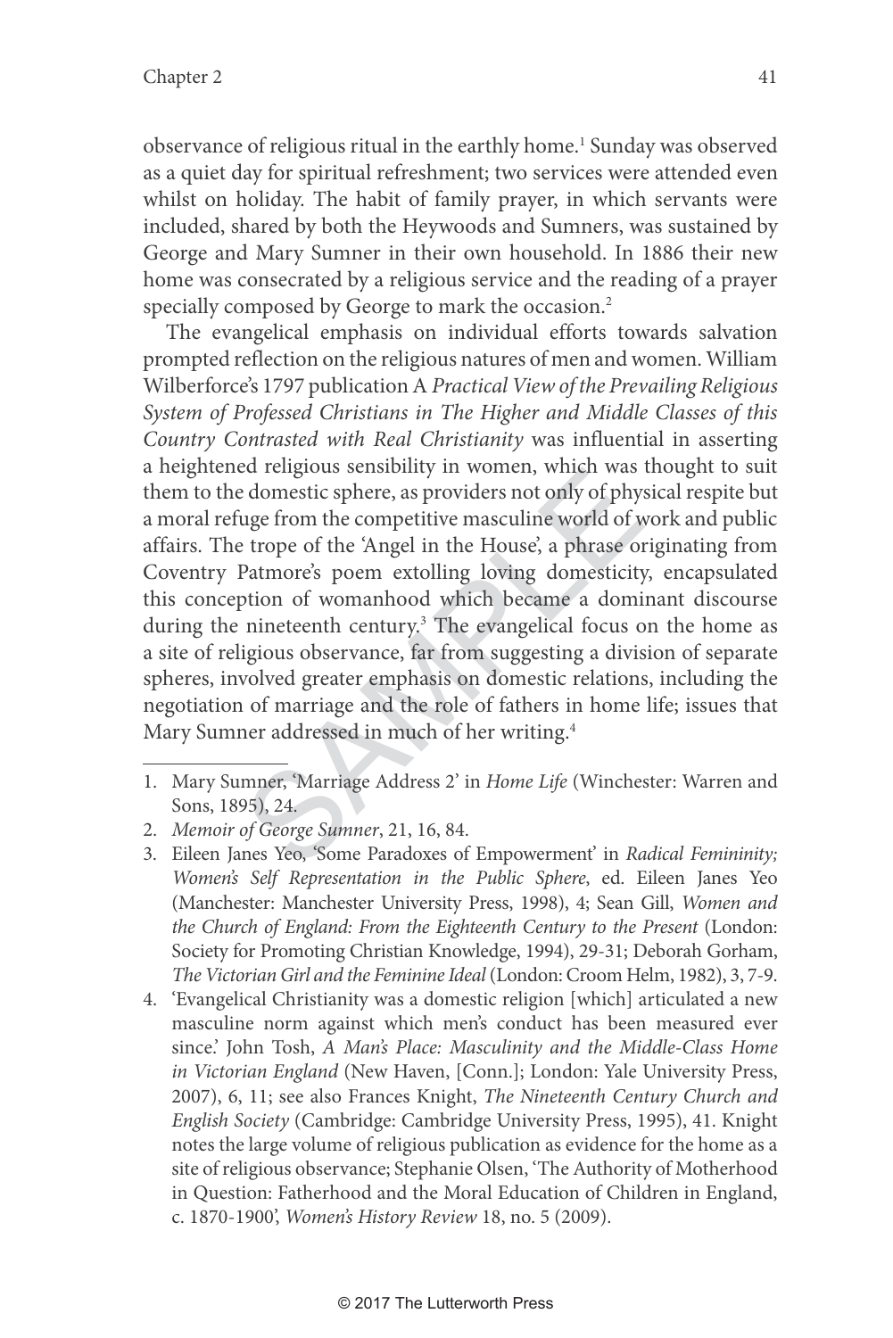observance of religious ritual in the earthly home.[1] Sunday was observed as a quiet day for spiritual refreshment; two services were attended even whilst on holiday. The habit of family prayer, in which servants were included, shared by both the Heywoods and Sumners, was sustained by George and Mary Sumner in their own household. In 1886 their new home was consecrated by a religious service and the reading of a prayer specially composed by George to mark the occasion.[2]

The evangelical emphasis on individual efforts towards salvation prompted reflection on the religious natures of men and women. William Wilberforce's 1797 publication A *Practical View of the Prevailing Religious System of Professed Christians in The Higher and Middle Classes of this Country Contrasted with Real Christianity* was influential in asserting a heightened religious sensibility in women, which was thought to suit them to the domestic sphere, as providers not only of physical respite but a moral refuge from the competitive masculine world of work and public affairs. The trope of the 'Angel in the House', a phrase originating from Coventry Patmore's poem extolling loving domesticity, encapsulated this conception of womanhood which became a dominant discourse during the nineteenth century.[3] The evangelical focus on the home as a site of religious observance, far from suggesting a division of separate spheres, involved greater emphasis on domestic relations, including the negotiation of marriage and the role of fathers in home life; issues that Mary Sumner addressed in much of her writing.[4]

---

1. Mary Sumner, 'Marriage Address 2' in *Home Life* (Winchester: Warren and Sons, 1895), 24.
2. *Memoir of George Sumner*, 21, 16, 84.
3. Eileen Janes Yeo, 'Some Paradoxes of Empowerment' in *Radical Femininity; Women's Self Representation in the Public Sphere*, ed. Eileen Janes Yeo (Manchester: Manchester University Press, 1998), 4; Sean Gill, *Women and the Church of England: From the Eighteenth Century to the Present* (London: Society for Promoting Christian Knowledge, 1994), 29-31; Deborah Gorham, *The Victorian Girl and the Feminine Ideal* (London: Croom Helm, 1982), 3, 7-9.
4. 'Evangelical Christianity was a domestic religion [which] articulated a new masculine norm against which men's conduct has been measured ever since.' John Tosh, *A Man's Place: Masculinity and the Middle-Class Home in Victorian England* (New Haven, [Conn.]; London: Yale University Press, 2007), 6, 11; see also Frances Knight, *The Nineteenth Century Church and English Society* (Cambridge: Cambridge University Press, 1995), 41. Knight notes the large volume of religious publication as evidence for the home as a site of religious observance; Stephanie Olsen, 'The Authority of Motherhood in Question: Fatherhood and the Moral Education of Children in England, c. 1870-1900', *Women's History Review* 18, no. 5 (2009).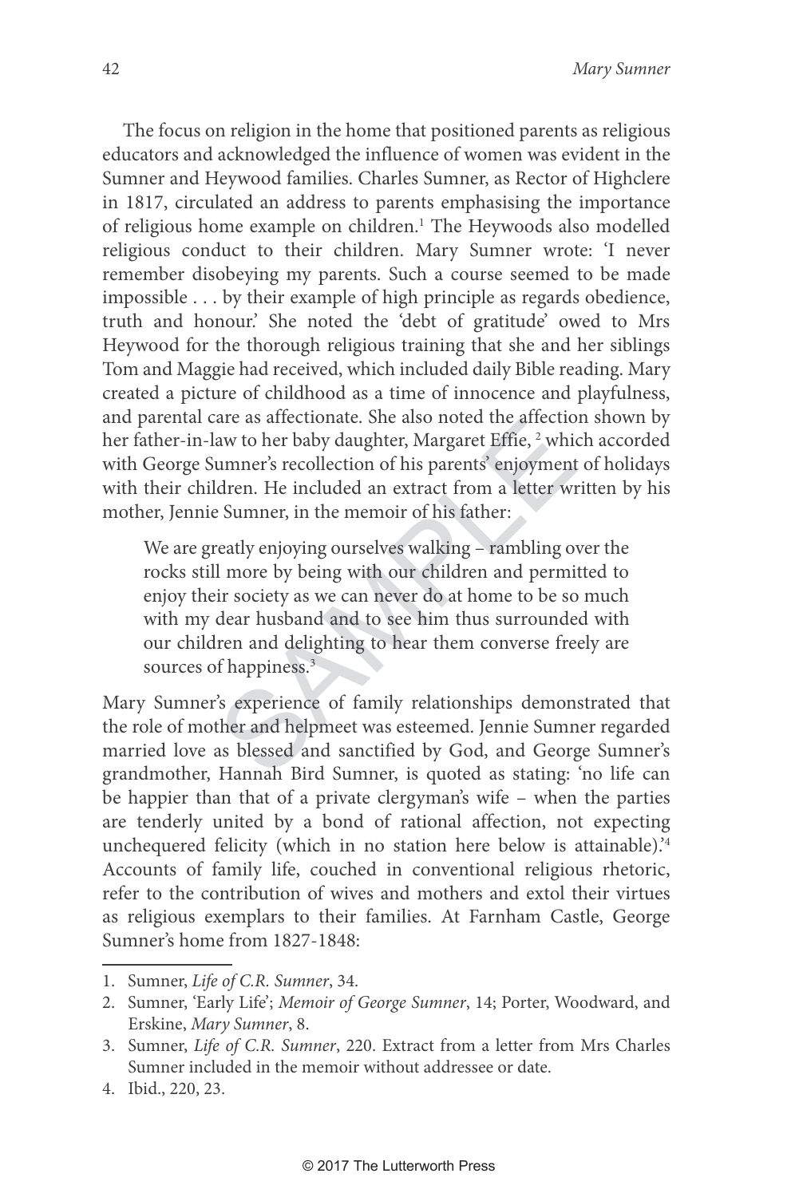The focus on religion in the home that positioned parents as religious educators and acknowledged the influence of women was evident in the Sumner and Heywood families. Charles Sumner, as Rector of Highclere in 1817, circulated an address to parents emphasising the importance of religious home example on children.[1] The Heywoods also modelled religious conduct to their children. Mary Sumner wrote: 'I never remember disobeying my parents. Such a course seemed to be made impossible . . . by their example of high principle as regards obedience, truth and honour.' She noted the 'debt of gratitude' owed to Mrs Heywood for the thorough religious training that she and her siblings Tom and Maggie had received, which included daily Bible reading. Mary created a picture of childhood as a time of innocence and playfulness, and parental care as affectionate. She also noted the affection shown by her father-in-law to her baby daughter, Margaret Effie,[2] which accorded with George Sumner's recollection of his parents' enjoyment of holidays with their children. He included an extract from a letter written by his mother, Jennie Sumner, in the memoir of his father:

> We are greatly enjoying ourselves walking – rambling over the rocks still more by being with our children and permitted to enjoy their society as we can never do at home to be so much with my dear husband and to see him thus surrounded with our children and delighting to hear them converse freely are sources of happiness.[3]

Mary Sumner's experience of family relationships demonstrated that the role of mother and helpmeet was esteemed. Jennie Sumner regarded married love as blessed and sanctified by God, and George Sumner's grandmother, Hannah Bird Sumner, is quoted as stating: 'no life can be happier than that of a private clergyman's wife – when the parties are tenderly united by a bond of rational affection, not expecting unchequered felicity (which in no station here below is attainable).'[4] Accounts of family life, couched in conventional religious rhetoric, refer to the contribution of wives and mothers and extol their virtues as religious exemplars to their families. At Farnham Castle, George Sumner's home from 1827-1848:

---

1. Sumner, *Life of C.R. Sumner*, 34.
2. Sumner, 'Early Life'; *Memoir of George Sumner*, 14; Porter, Woodward, and Erskine, *Mary Sumner*, 8.
3. Sumner, *Life of C.R. Sumner*, 220. Extract from a letter from Mrs Charles Sumner included in the memoir without addressee or date.
4. Ibid., 220, 23.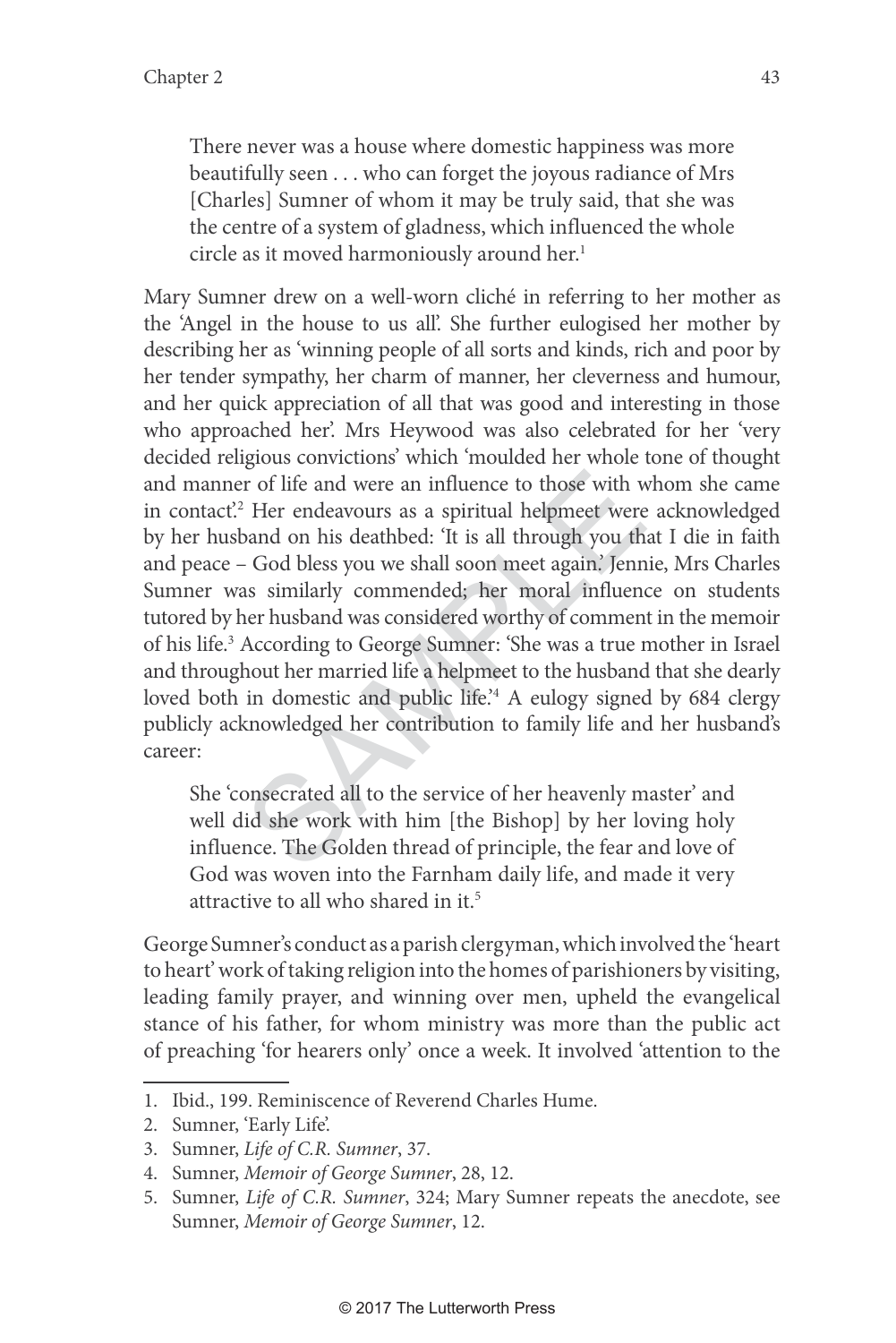> There never was a house where domestic happiness was more beautifully seen . . . who can forget the joyous radiance of Mrs [Charles] Sumner of whom it may be truly said, that she was the centre of a system of gladness, which influenced the whole circle as it moved harmoniously around her.[1]

Mary Sumner drew on a well-worn cliché in referring to her mother as the 'Angel in the house to us all'. She further eulogised her mother by describing her as 'winning people of all sorts and kinds, rich and poor by her tender sympathy, her charm of manner, her cleverness and humour, and her quick appreciation of all that was good and interesting in those who approached her'. Mrs Heywood was also celebrated for her 'very decided religious convictions' which 'moulded her whole tone of thought and manner of life and were an influence to those with whom she came in contact'.[2] Her endeavours as a spiritual helpmeet were acknowledged by her husband on his deathbed: 'It is all through you that I die in faith and peace – God bless you we shall soon meet again.' Jennie, Mrs Charles Sumner was similarly commended; her moral influence on students tutored by her husband was considered worthy of comment in the memoir of his life.[3] According to George Sumner: 'She was a true mother in Israel and throughout her married life a helpmeet to the husband that she dearly loved both in domestic and public life.'[4] A eulogy signed by 684 clergy publicly acknowledged her contribution to family life and her husband's career:

> She 'consecrated all to the service of her heavenly master' and well did she work with him [the Bishop] by her loving holy influence. The Golden thread of principle, the fear and love of God was woven into the Farnham daily life, and made it very attractive to all who shared in it.[5]

George Sumner's conduct as a parish clergyman, which involved the 'heart to heart' work of taking religion into the homes of parishioners by visiting, leading family prayer, and winning over men, upheld the evangelical stance of his father, for whom ministry was more than the public act of preaching 'for hearers only' once a week. It involved 'attention to the

---

1. Ibid., 199. Reminiscence of Reverend Charles Hume.
2. Sumner, 'Early Life'.
3. Sumner, *Life of C.R. Sumner*, 37.
4. Sumner, *Memoir of George Sumner*, 28, 12.
5. Sumner, *Life of C.R. Sumner*, 324; Mary Sumner repeats the anecdote, see Sumner, *Memoir of George Sumner*, 12.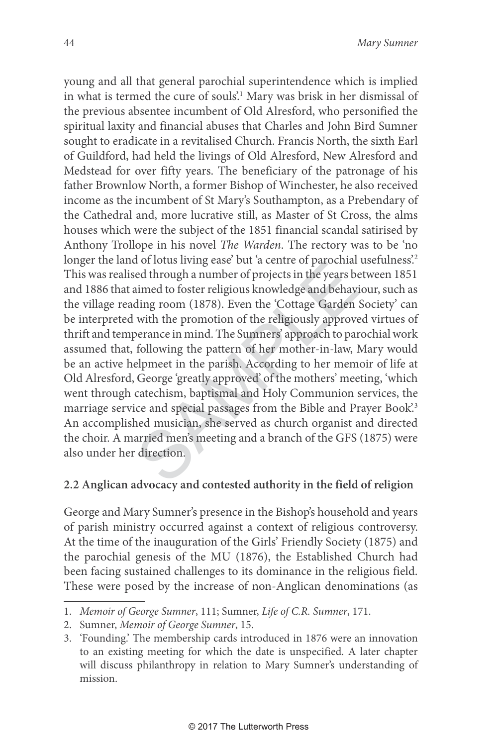young and all that general parochial superintendence which is implied in what is termed the cure of souls'.[1] Mary was brisk in her dismissal of the previous absentee incumbent of Old Alresford, who personified the spiritual laxity and financial abuses that Charles and John Bird Sumner sought to eradicate in a revitalised Church. Francis North, the sixth Earl of Guildford, had held the livings of Old Alresford, New Alresford and Medstead for over fifty years. The beneficiary of the patronage of his father Brownlow North, a former Bishop of Winchester, he also received income as the incumbent of St Mary's Southampton, as a Prebendary of the Cathedral and, more lucrative still, as Master of St Cross, the alms houses which were the subject of the 1851 financial scandal satirised by Anthony Trollope in his novel *The Warden*. The rectory was to be 'no longer the land of lotus living ease' but 'a centre of parochial usefulness'.[2] This was realised through a number of projects in the years between 1851 and 1886 that aimed to foster religious knowledge and behaviour, such as the village reading room (1878). Even the 'Cottage Garden Society' can be interpreted with the promotion of the religiously approved virtues of thrift and temperance in mind. The Sumners' approach to parochial work assumed that, following the pattern of her mother-in-law, Mary would be an active helpmeet in the parish. According to her memoir of life at Old Alresford, George 'greatly approved' of the mothers' meeting, 'which went through catechism, baptismal and Holy Communion services, the marriage service and special passages from the Bible and Prayer Book'.[3] An accomplished musician, she served as church organist and directed the choir. A married men's meeting and a branch of the GFS (1875) were also under her direction.

## 2.2 Anglican advocacy and contested authority in the field of religion

George and Mary Sumner's presence in the Bishop's household and years of parish ministry occurred against a context of religious controversy. At the time of the inauguration of the Girls' Friendly Society (1875) and the parochial genesis of the MU (1876), the Established Church had been facing sustained challenges to its dominance in the religious field. These were posed by the increase of non-Anglican denominations (as

1. *Memoir of George Sumner*, 111; Sumner, *Life of C.R. Sumner*, 171.
2. Sumner, *Memoir of George Sumner*, 15.
3. 'Founding.' The membership cards introduced in 1876 were an innovation to an existing meeting for which the date is unspecified. A later chapter will discuss philanthropy in relation to Mary Sumner's understanding of mission.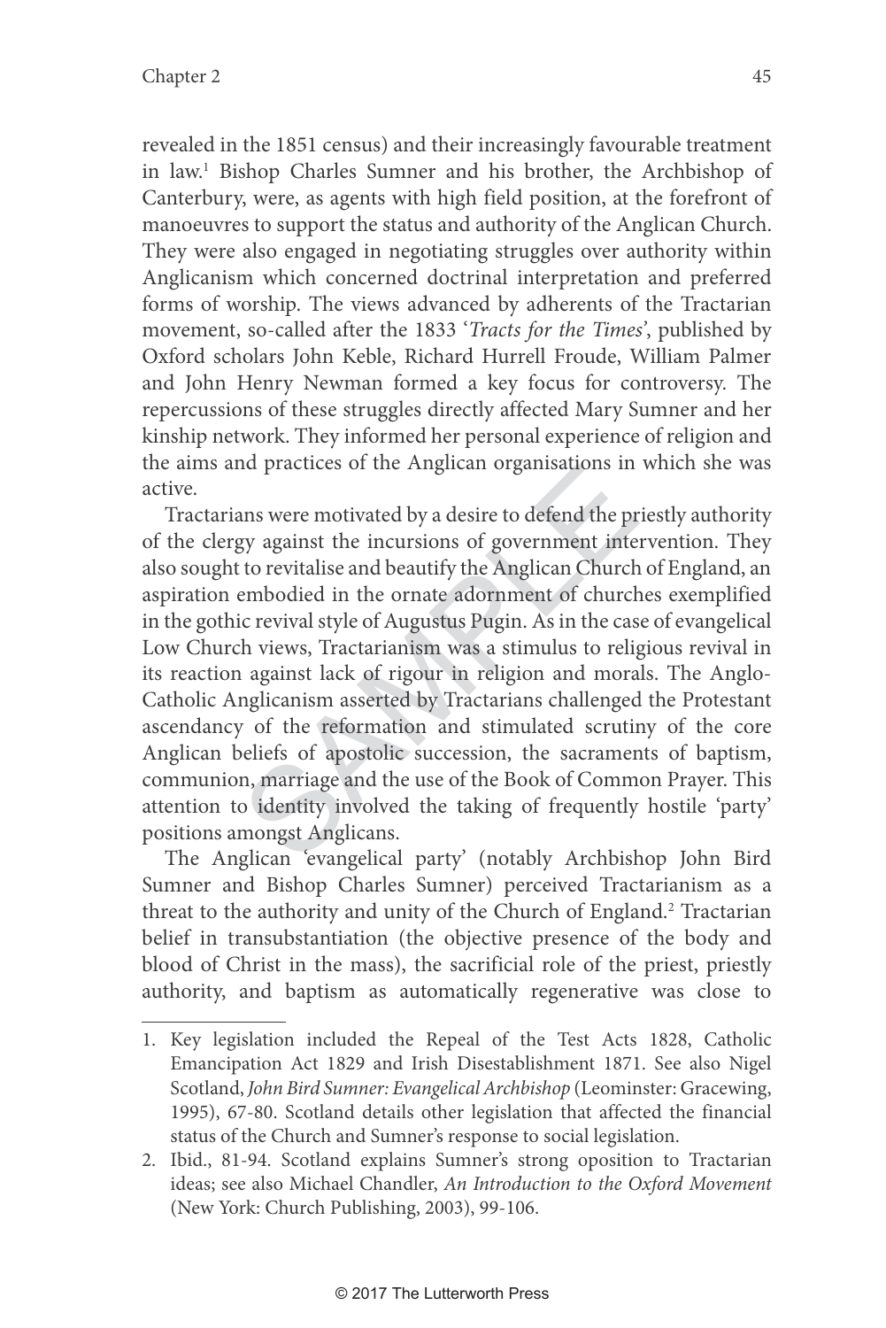revealed in the 1851 census) and their increasingly favourable treatment in law.[1] Bishop Charles Sumner and his brother, the Archbishop of Canterbury, were, as agents with high field position, at the forefront of manoeuvres to support the status and authority of the Anglican Church. They were also engaged in negotiating struggles over authority within Anglicanism which concerned doctrinal interpretation and preferred forms of worship. The views advanced by adherents of the Tractarian movement, so-called after the 1833 '*Tracts for the Times*', published by Oxford scholars John Keble, Richard Hurrell Froude, William Palmer and John Henry Newman formed a key focus for controversy. The repercussions of these struggles directly affected Mary Sumner and her kinship network. They informed her personal experience of religion and the aims and practices of the Anglican organisations in which she was active.

Tractarians were motivated by a desire to defend the priestly authority of the clergy against the incursions of government intervention. They also sought to revitalise and beautify the Anglican Church of England, an aspiration embodied in the ornate adornment of churches exemplified in the gothic revival style of Augustus Pugin. As in the case of evangelical Low Church views, Tractarianism was a stimulus to religious revival in its reaction against lack of rigour in religion and morals. The Anglo-Catholic Anglicanism asserted by Tractarians challenged the Protestant ascendancy of the reformation and stimulated scrutiny of the core Anglican beliefs of apostolic succession, the sacraments of baptism, communion, marriage and the use of the Book of Common Prayer. This attention to identity involved the taking of frequently hostile 'party' positions amongst Anglicans.

The Anglican 'evangelical party' (notably Archbishop John Bird Sumner and Bishop Charles Sumner) perceived Tractarianism as a threat to the authority and unity of the Church of England.[2] Tractarian belief in transubstantiation (the objective presence of the body and blood of Christ in the mass), the sacrificial role of the priest, priestly authority, and baptism as automatically regenerative was close to

1. Key legislation included the Repeal of the Test Acts 1828, Catholic Emancipation Act 1829 and Irish Disestablishment 1871. See also Nigel Scotland, *John Bird Sumner: Evangelical Archbishop* (Leominster: Gracewing, 1995), 67-80. Scotland details other legislation that affected the financial status of the Church and Sumner's response to social legislation.
2. Ibid., 81-94. Scotland explains Sumner's strong oposition to Tractarian ideas; see also Michael Chandler, *An Introduction to the Oxford Movement* (New York: Church Publishing, 2003), 99-106.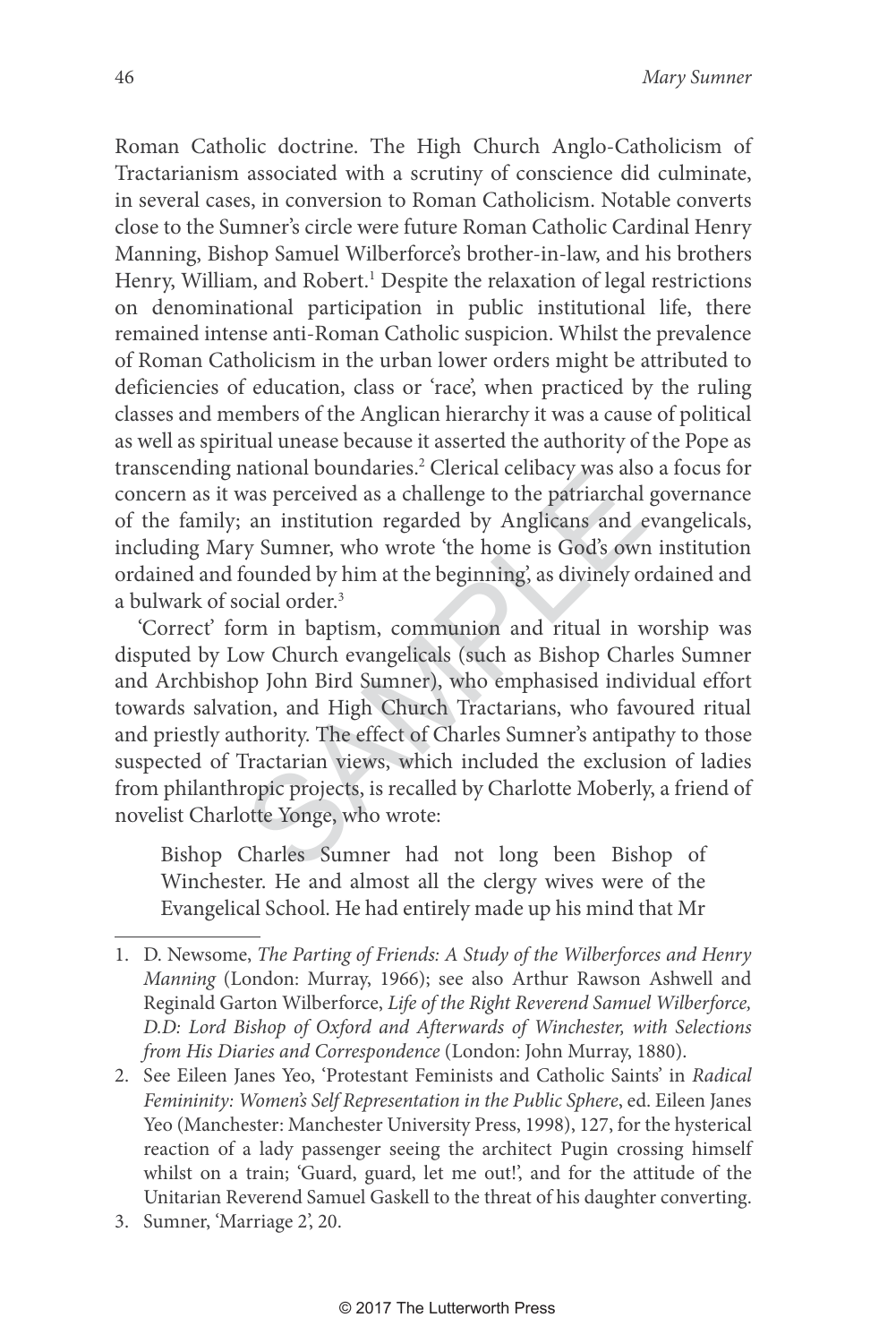Roman Catholic doctrine. The High Church Anglo-Catholicism of Tractarianism associated with a scrutiny of conscience did culminate, in several cases, in conversion to Roman Catholicism. Notable converts close to the Sumner's circle were future Roman Catholic Cardinal Henry Manning, Bishop Samuel Wilberforce's brother-in-law, and his brothers Henry, William, and Robert.[1] Despite the relaxation of legal restrictions on denominational participation in public institutional life, there remained intense anti-Roman Catholic suspicion. Whilst the prevalence of Roman Catholicism in the urban lower orders might be attributed to deficiencies of education, class or 'race', when practiced by the ruling classes and members of the Anglican hierarchy it was a cause of political as well as spiritual unease because it asserted the authority of the Pope as transcending national boundaries.[2] Clerical celibacy was also a focus for concern as it was perceived as a challenge to the patriarchal governance of the family; an institution regarded by Anglicans and evangelicals, including Mary Sumner, who wrote 'the home is God's own institution ordained and founded by him at the beginning', as divinely ordained and a bulwark of social order.[3]

'Correct' form in baptism, communion and ritual in worship was disputed by Low Church evangelicals (such as Bishop Charles Sumner and Archbishop John Bird Sumner), who emphasised individual effort towards salvation, and High Church Tractarians, who favoured ritual and priestly authority. The effect of Charles Sumner's antipathy to those suspected of Tractarian views, which included the exclusion of ladies from philanthropic projects, is recalled by Charlotte Moberly, a friend of novelist Charlotte Yonge, who wrote:

> Bishop Charles Sumner had not long been Bishop of Winchester. He and almost all the clergy wives were of the Evangelical School. He had entirely made up his mind that Mr

---

1. D. Newsome, *The Parting of Friends: A Study of the Wilberforces and Henry Manning* (London: Murray, 1966); see also Arthur Rawson Ashwell and Reginald Garton Wilberforce, *Life of the Right Reverend Samuel Wilberforce, D.D: Lord Bishop of Oxford and Afterwards of Winchester, with Selections from His Diaries and Correspondence* (London: John Murray, 1880).
2. See Eileen Janes Yeo, 'Protestant Feminists and Catholic Saints' in *Radical Femininity: Women's Self Representation in the Public Sphere*, ed. Eileen Janes Yeo (Manchester: Manchester University Press, 1998), 127, for the hysterical reaction of a lady passenger seeing the architect Pugin crossing himself whilst on a train; 'Guard, guard, let me out!', and for the attitude of the Unitarian Reverend Samuel Gaskell to the threat of his daughter converting.
3. Sumner, 'Marriage 2', 20.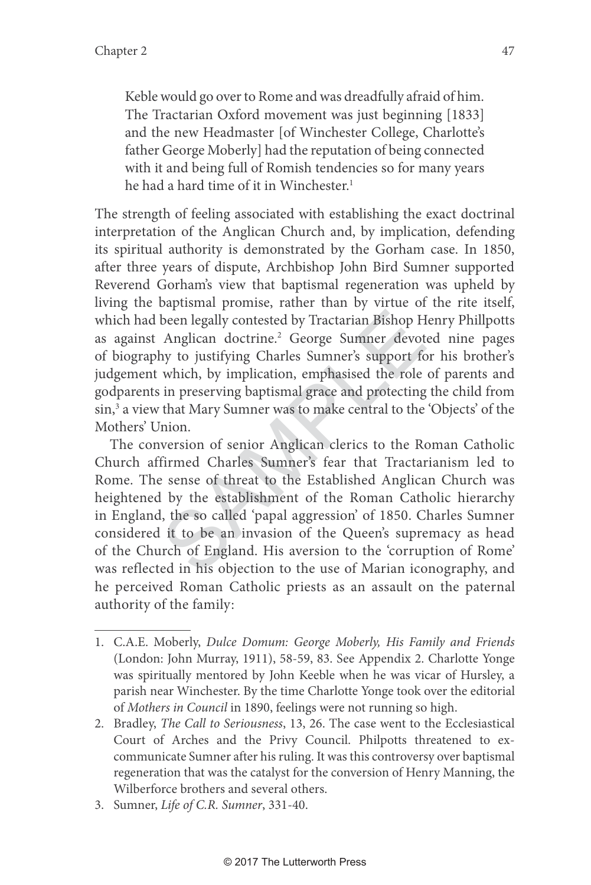> Keble would go over to Rome and was dreadfully afraid of him. The Tractarian Oxford movement was just beginning [1833] and the new Headmaster [of Winchester College, Charlotte's father George Moberly] had the reputation of being connected with it and being full of Romish tendencies so for many years he had a hard time of it in Winchester.[1]

The strength of feeling associated with establishing the exact doctrinal interpretation of the Anglican Church and, by implication, defending its spiritual authority is demonstrated by the Gorham case. In 1850, after three years of dispute, Archbishop John Bird Sumner supported Reverend Gorham's view that baptismal regeneration was upheld by living the baptismal promise, rather than by virtue of the rite itself, which had been legally contested by Tractarian Bishop Henry Phillpotts as against Anglican doctrine.[2] George Sumner devoted nine pages of biography to justifying Charles Sumner's support for his brother's judgement which, by implication, emphasised the role of parents and godparents in preserving baptismal grace and protecting the child from sin,[3] a view that Mary Sumner was to make central to the 'Objects' of the Mothers' Union.

The conversion of senior Anglican clerics to the Roman Catholic Church affirmed Charles Sumner's fear that Tractarianism led to Rome. The sense of threat to the Established Anglican Church was heightened by the establishment of the Roman Catholic hierarchy in England, the so called 'papal aggression' of 1850. Charles Sumner considered it to be an invasion of the Queen's supremacy as head of the Church of England. His aversion to the 'corruption of Rome' was reflected in his objection to the use of Marian iconography, and he perceived Roman Catholic priests as an assault on the paternal authority of the family:

---

1. C.A.E. Moberly, *Dulce Domum: George Moberly, His Family and Friends* (London: John Murray, 1911), 58-59, 83. See Appendix 2. Charlotte Yonge was spiritually mentored by John Keeble when he was vicar of Hursley, a parish near Winchester. By the time Charlotte Yonge took over the editorial of *Mothers in Council* in 1890, feelings were not running so high.
2. Bradley, *The Call to Seriousness*, 13, 26. The case went to the Ecclesiastical Court of Arches and the Privy Council. Philpotts threatened to ex-communicate Sumner after his ruling. It was this controversy over baptismal regeneration that was the catalyst for the conversion of Henry Manning, the Wilberforce brothers and several others.
3. Sumner, *Life of C.R. Sumner*, 331-40.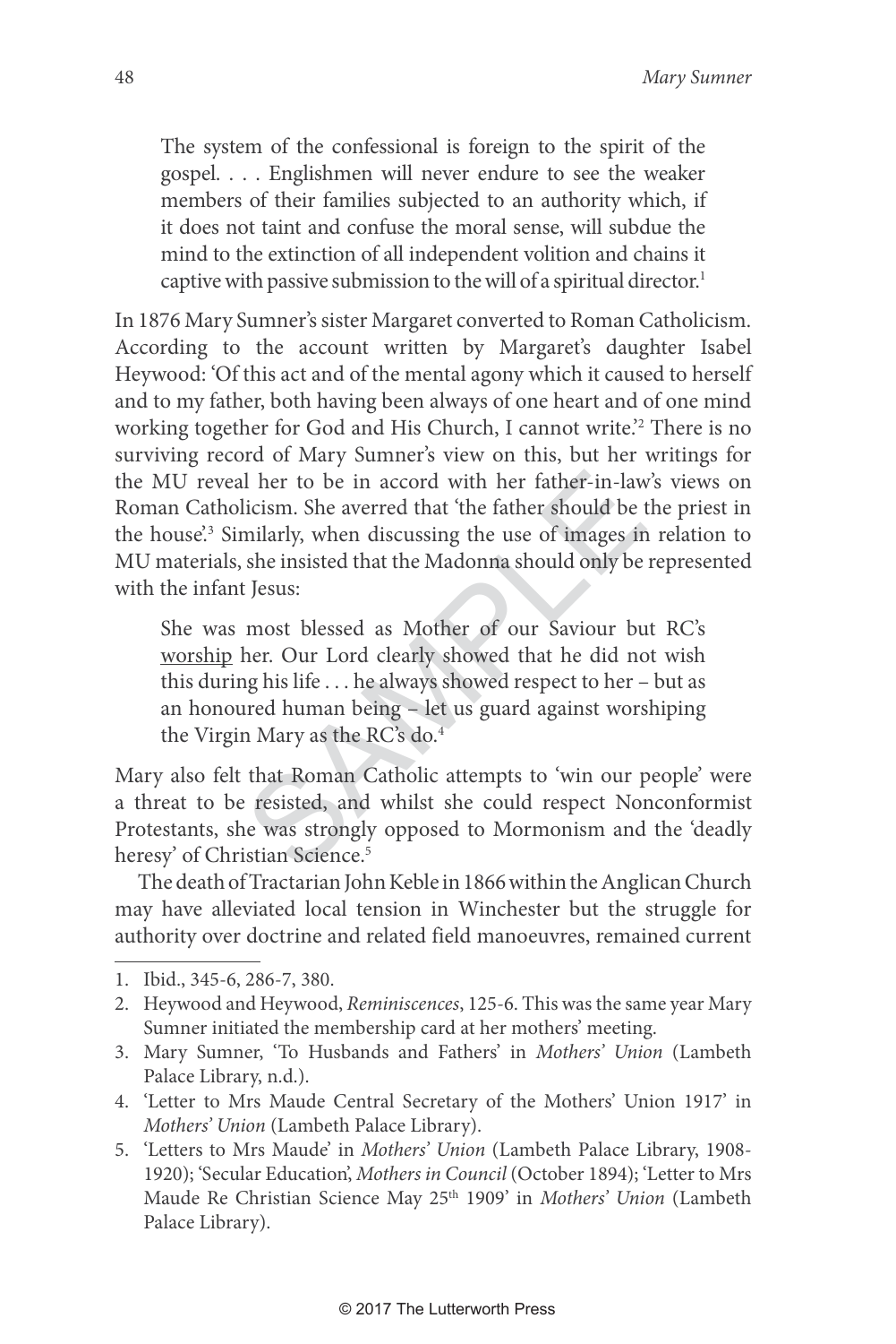> The system of the confessional is foreign to the spirit of the gospel. . . . Englishmen will never endure to see the weaker members of their families subjected to an authority which, if it does not taint and confuse the moral sense, will subdue the mind to the extinction of all independent volition and chains it captive with passive submission to the will of a spiritual director.[1]

In 1876 Mary Sumner's sister Margaret converted to Roman Catholicism. According to the account written by Margaret's daughter Isabel Heywood: 'Of this act and of the mental agony which it caused to herself and to my father, both having been always of one heart and of one mind working together for God and His Church, I cannot write.'[2] There is no surviving record of Mary Sumner's view on this, but her writings for the MU reveal her to be in accord with her father-in-law's views on Roman Catholicism. She averred that 'the father should be the priest in the house'.[3] Similarly, when discussing the use of images in relation to MU materials, she insisted that the Madonna should only be represented with the infant Jesus:

> She was most blessed as Mother of our Saviour but RC's <u>worship</u> her. Our Lord clearly showed that he did not wish this during his life . . . he always showed respect to her – but as an honoured human being – let us guard against worshiping the Virgin Mary as the RC's do.[4]

Mary also felt that Roman Catholic attempts to 'win our people' were a threat to be resisted, and whilst she could respect Nonconformist Protestants, she was strongly opposed to Mormonism and the 'deadly heresy' of Christian Science.[5]

The death of Tractarian John Keble in 1866 within the Anglican Church may have alleviated local tension in Winchester but the struggle for authority over doctrine and related field manoeuvres, remained current

---

1. Ibid., 345-6, 286-7, 380.
2. Heywood and Heywood, *Reminiscences*, 125-6. This was the same year Mary Sumner initiated the membership card at her mothers' meeting.
3. Mary Sumner, 'To Husbands and Fathers' in *Mothers' Union* (Lambeth Palace Library, n.d.).
4. 'Letter to Mrs Maude Central Secretary of the Mothers' Union 1917' in *Mothers' Union* (Lambeth Palace Library).
5. 'Letters to Mrs Maude' in *Mothers' Union* (Lambeth Palace Library, 1908-1920); 'Secular Education', *Mothers in Council* (October 1894); 'Letter to Mrs Maude Re Christian Science May 25th 1909' in *Mothers' Union* (Lambeth Palace Library).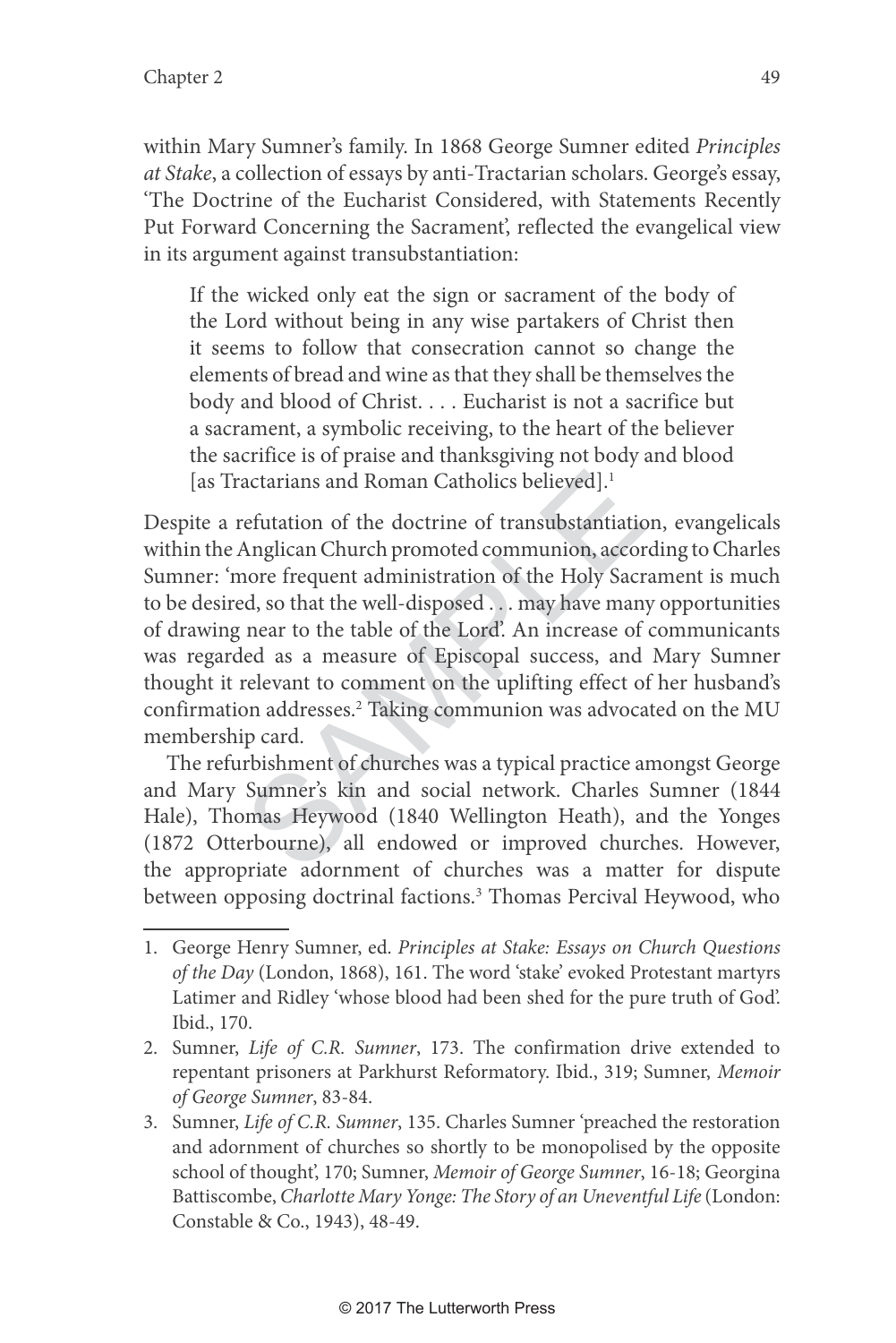within Mary Sumner's family. In 1868 George Sumner edited *Principles at Stake*, a collection of essays by anti-Tractarian scholars. George's essay, 'The Doctrine of the Eucharist Considered, with Statements Recently Put Forward Concerning the Sacrament', reflected the evangelical view in its argument against transubstantiation:

> If the wicked only eat the sign or sacrament of the body of the Lord without being in any wise partakers of Christ then it seems to follow that consecration cannot so change the elements of bread and wine as that they shall be themselves the body and blood of Christ. . . . Eucharist is not a sacrifice but a sacrament, a symbolic receiving, to the heart of the believer the sacrifice is of praise and thanksgiving not body and blood [as Tractarians and Roman Catholics believed].[1]

Despite a refutation of the doctrine of transubstantiation, evangelicals within the Anglican Church promoted communion, according to Charles Sumner: 'more frequent administration of the Holy Sacrament is much to be desired, so that the well-disposed . . . may have many opportunities of drawing near to the table of the Lord'. An increase of communicants was regarded as a measure of Episcopal success, and Mary Sumner thought it relevant to comment on the uplifting effect of her husband's confirmation addresses.[2] Taking communion was advocated on the MU membership card.

The refurbishment of churches was a typical practice amongst George and Mary Sumner's kin and social network. Charles Sumner (1844 Hale), Thomas Heywood (1840 Wellington Heath), and the Yonges (1872 Otterbourne), all endowed or improved churches. However, the appropriate adornment of churches was a matter for dispute between opposing doctrinal factions.[3] Thomas Percival Heywood, who

---

1. George Henry Sumner, ed. *Principles at Stake: Essays on Church Questions of the Day* (London, 1868), 161. The word 'stake' evoked Protestant martyrs Latimer and Ridley 'whose blood had been shed for the pure truth of God'. Ibid., 170.
2. Sumner, *Life of C.R. Sumner*, 173. The confirmation drive extended to repentant prisoners at Parkhurst Reformatory. Ibid., 319; Sumner, *Memoir of George Sumner*, 83-84.
3. Sumner, *Life of C.R. Sumner*, 135. Charles Sumner 'preached the restoration and adornment of churches so shortly to be monopolised by the opposite school of thought', 170; Sumner, *Memoir of George Sumner*, 16-18; Georgina Battiscombe, *Charlotte Mary Yonge: The Story of an Uneventful Life* (London: Constable & Co., 1943), 48-49.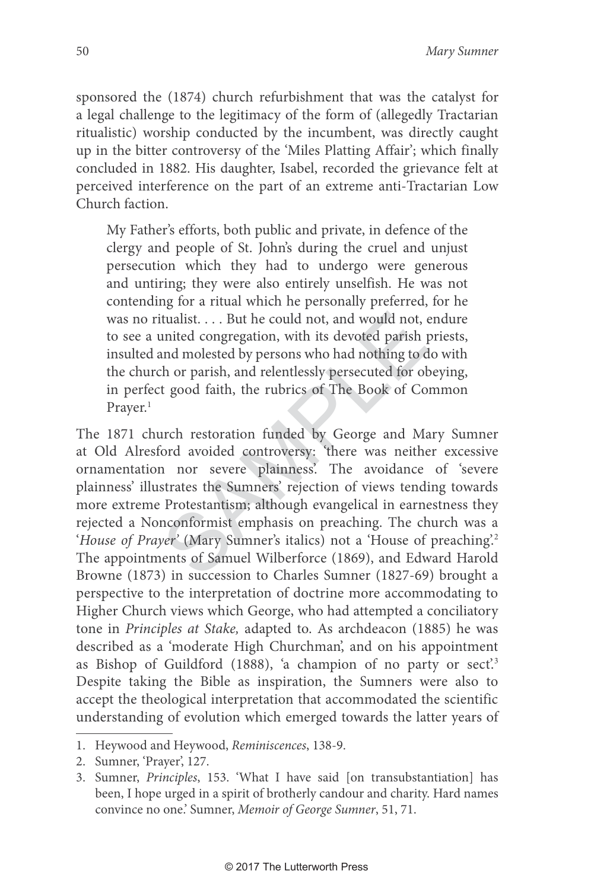sponsored the (1874) church refurbishment that was the catalyst for a legal challenge to the legitimacy of the form of (allegedly Tractarian ritualistic) worship conducted by the incumbent, was directly caught up in the bitter controversy of the 'Miles Platting Affair'; which finally concluded in 1882. His daughter, Isabel, recorded the grievance felt at perceived interference on the part of an extreme anti-Tractarian Low Church faction.

> My Father's efforts, both public and private, in defence of the clergy and people of St. John's during the cruel and unjust persecution which they had to undergo were generous and untiring; they were also entirely unselfish. He was not contending for a ritual which he personally preferred, for he was no ritualist. . . . But he could not, and would not, endure to see a united congregation, with its devoted parish priests, insulted and molested by persons who had nothing to do with the church or parish, and relentlessly persecuted for obeying, in perfect good faith, the rubrics of The Book of Common Prayer.[1]

The 1871 church restoration funded by George and Mary Sumner at Old Alresford avoided controversy: 'there was neither excessive ornamentation nor severe plainness'. The avoidance of 'severe plainness' illustrates the Sumners' rejection of views tending towards more extreme Protestantism; although evangelical in earnestness they rejected a Nonconformist emphasis on preaching. The church was a '*House of Prayer*' (Mary Sumner's italics) not a 'House of preaching'.[2] The appointments of Samuel Wilberforce (1869), and Edward Harold Browne (1873) in succession to Charles Sumner (1827-69) brought a perspective to the interpretation of doctrine more accommodating to Higher Church views which George, who had attempted a conciliatory tone in *Principles at Stake,* adapted to. As archdeacon (1885) he was described as a 'moderate High Churchman', and on his appointment as Bishop of Guildford (1888), 'a champion of no party or sect'.[3] Despite taking the Bible as inspiration, the Sumners were also to accept the theological interpretation that accommodated the scientific understanding of evolution which emerged towards the latter years of

---

1. Heywood and Heywood, *Reminiscences*, 138-9.
2. Sumner, 'Prayer', 127.
3. Sumner, *Principles*, 153. 'What I have said [on transubstantiation] has been, I hope urged in a spirit of brotherly candour and charity. Hard names convince no one.' Sumner, *Memoir of George Sumner*, 51, 71.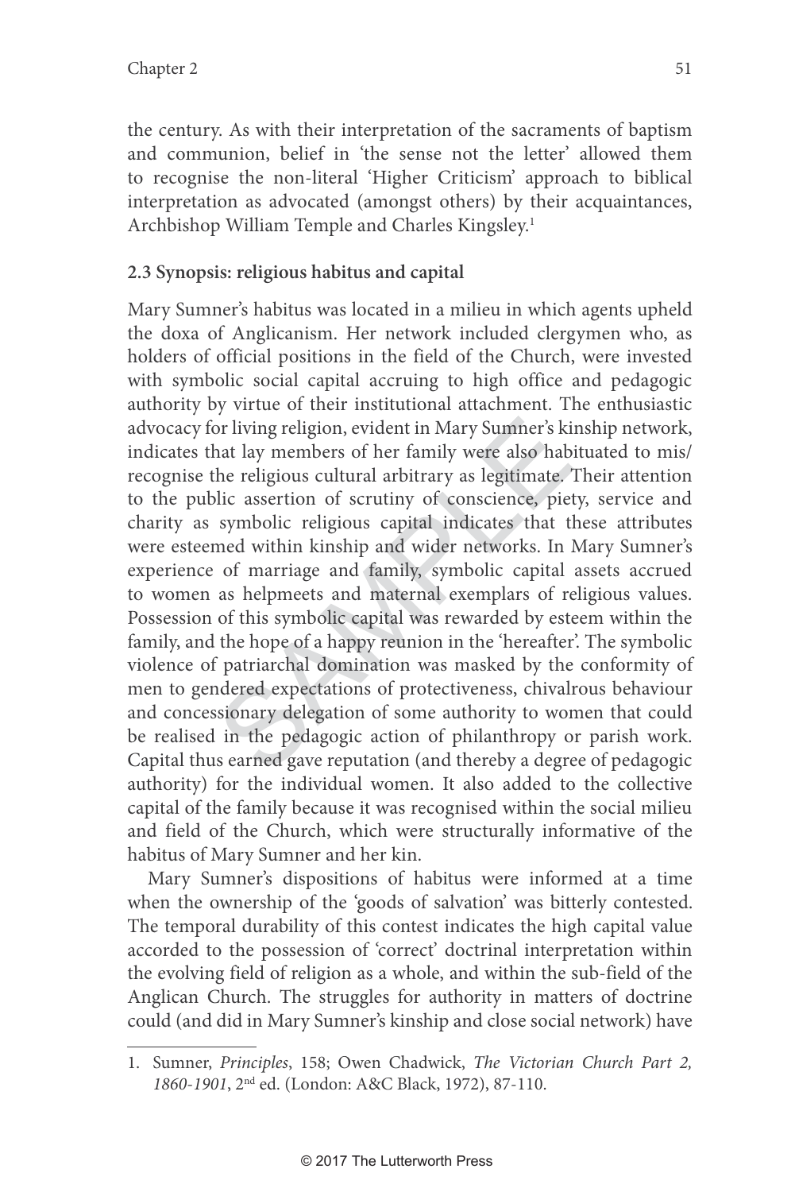the century. As with their interpretation of the sacraments of baptism and communion, belief in 'the sense not the letter' allowed them to recognise the non-literal 'Higher Criticism' approach to biblical interpretation as advocated (amongst others) by their acquaintances, Archbishop William Temple and Charles Kingsley.[1]

### 2.3 Synopsis: religious habitus and capital

Mary Sumner's habitus was located in a milieu in which agents upheld the doxa of Anglicanism. Her network included clergymen who, as holders of official positions in the field of the Church, were invested with symbolic social capital accruing to high office and pedagogic authority by virtue of their institutional attachment. The enthusiastic advocacy for living religion, evident in Mary Sumner's kinship network, indicates that lay members of her family were also habituated to mis/recognise the religious cultural arbitrary as legitimate. Their attention to the public assertion of scrutiny of conscience, piety, service and charity as symbolic religious capital indicates that these attributes were esteemed within kinship and wider networks. In Mary Sumner's experience of marriage and family, symbolic capital assets accrued to women as helpmeets and maternal exemplars of religious values. Possession of this symbolic capital was rewarded by esteem within the family, and the hope of a happy reunion in the 'hereafter'. The symbolic violence of patriarchal domination was masked by the conformity of men to gendered expectations of protectiveness, chivalrous behaviour and concessionary delegation of some authority to women that could be realised in the pedagogic action of philanthropy or parish work. Capital thus earned gave reputation (and thereby a degree of pedagogic authority) for the individual women. It also added to the collective capital of the family because it was recognised within the social milieu and field of the Church, which were structurally informative of the habitus of Mary Sumner and her kin.

Mary Sumner's dispositions of habitus were informed at a time when the ownership of the 'goods of salvation' was bitterly contested. The temporal durability of this contest indicates the high capital value accorded to the possession of 'correct' doctrinal interpretation within the evolving field of religion as a whole, and within the sub-field of the Anglican Church. The struggles for authority in matters of doctrine could (and did in Mary Sumner's kinship and close social network) have

---

1. Sumner, *Principles*, 158; Owen Chadwick, *The Victorian Church Part 2, 1860-1901*, 2nd ed. (London: A&C Black, 1972), 87-110.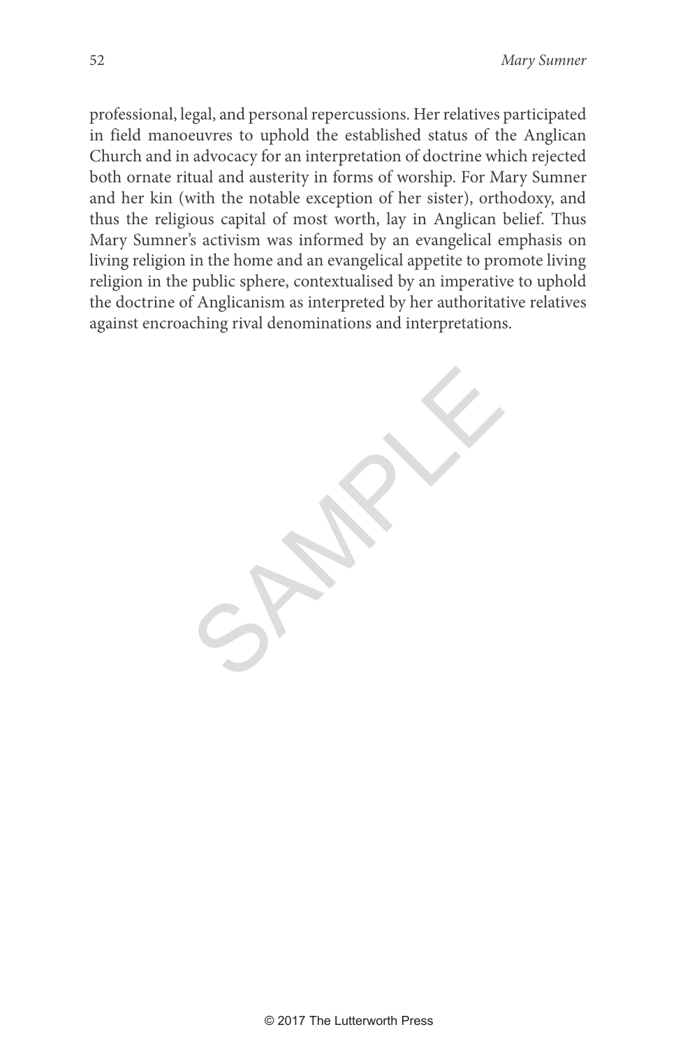professional, legal, and personal repercussions. Her relatives participated in field manoeuvres to uphold the established status of the Anglican Church and in advocacy for an interpretation of doctrine which rejected both ornate ritual and austerity in forms of worship. For Mary Sumner and her kin (with the notable exception of her sister), orthodoxy, and thus the religious capital of most worth, lay in Anglican belief. Thus Mary Sumner's activism was informed by an evangelical emphasis on living religion in the home and an evangelical appetite to promote living religion in the public sphere, contextualised by an imperative to uphold the doctrine of Anglicanism as interpreted by her authoritative relatives against encroaching rival denominations and interpretations.